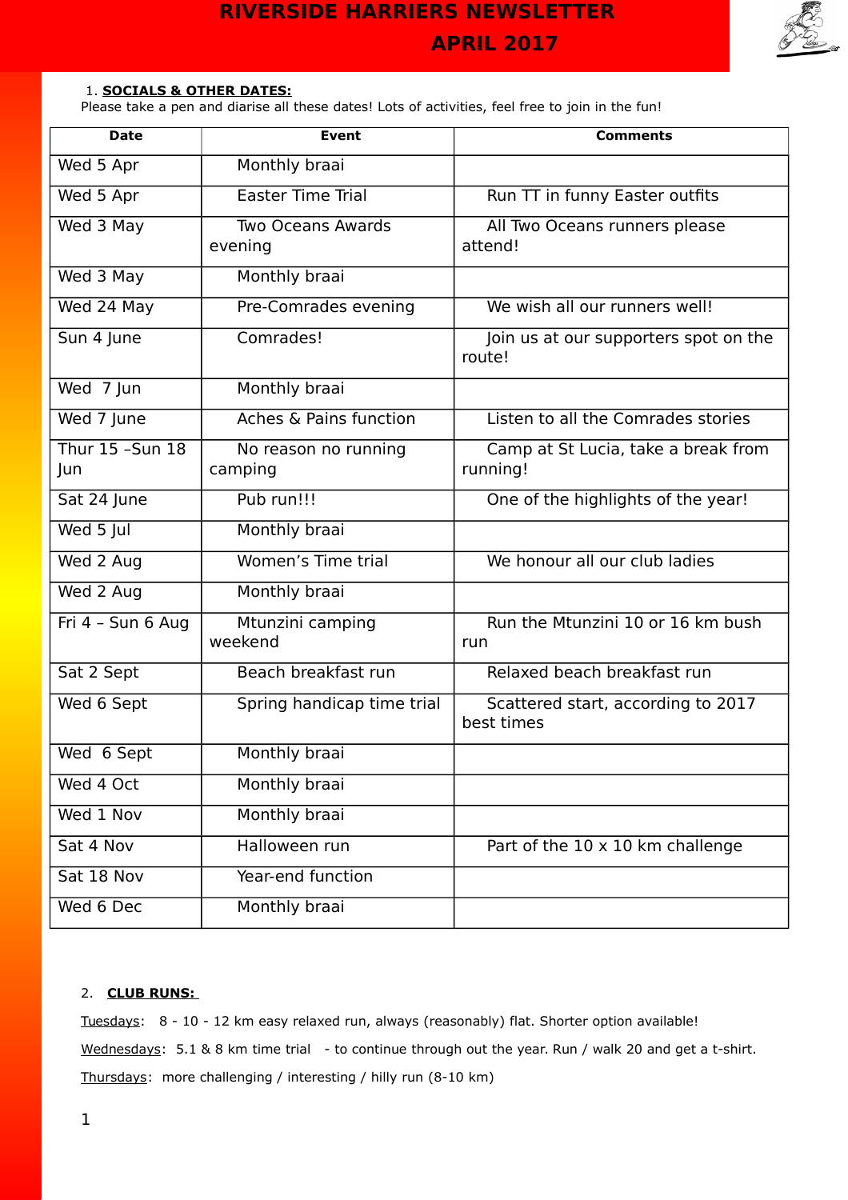# RIVERSIDE HARRIERS NEWSLETTER
# APRIL 2017

1. **SOCIALS & OTHER DATES:**

Please take a pen and diarise all these dates! Lots of activities, feel free to join in the fun!

| Date | Event | Comments |
|---|---|---|
| Wed 5 Apr | Monthly braai | |
| Wed 5 Apr | Easter Time Trial | Run TT in funny Easter outfits |
| Wed 3 May | Two Oceans Awards evening | All Two Oceans runners please attend! |
| Wed 3 May | Monthly braai | |
| Wed 24 May | Pre-Comrades evening | We wish all our runners well! |
| Sun 4 June | Comrades! | Join us at our supporters spot on the route! |
| Wed 7 Jun | Monthly braai | |
| Wed 7 June | Aches & Pains function | Listen to all the Comrades stories |
| Thur 15 –Sun 18 Jun | No reason no running camping | Camp at St Lucia, take a break from running! |
| Sat 24 June | Pub run!!! | One of the highlights of the year! |
| Wed 5 Jul | Monthly braai | |
| Wed 2 Aug | Women's Time trial | We honour all our club ladies |
| Wed 2 Aug | Monthly braai | |
| Fri 4 – Sun 6 Aug | Mtunzini camping weekend | Run the Mtunzini 10 or 16 km bush run |
| Sat 2 Sept | Beach breakfast run | Relaxed beach breakfast run |
| Wed 6 Sept | Spring handicap time trial | Scattered start, according to 2017 best times |
| Wed 6 Sept | Monthly braai | |
| Wed 4 Oct | Monthly braai | |
| Wed 1 Nov | Monthly braai | |
| Sat 4 Nov | Halloween run | Part of the 10 x 10 km challenge |
| Sat 18 Nov | Year-end function | |
| Wed 6 Dec | Monthly braai | |

2. **CLUB RUNS:**

Tuesdays: 8 - 10 - 12 km easy relaxed run, always (reasonably) flat. Shorter option available!

Wednesdays: 5.1 & 8 km time trial - to continue through out the year. Run / walk 20 and get a t-shirt.

Thursdays: more challenging / interesting / hilly run (8-10 km)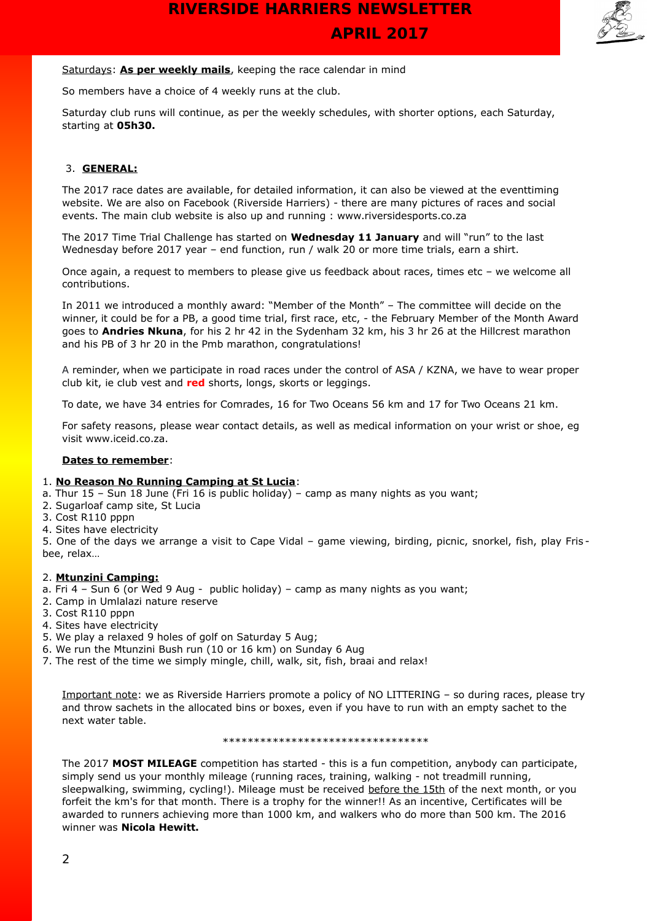Saturdays: **As per weekly mails**, keeping the race calendar in mind

So members have a choice of 4 weekly runs at the club.

Saturday club runs will continue, as per the weekly schedules, with shorter options, each Saturday, starting at **05h30.**

3. **GENERAL:**

The 2017 race dates are available, for detailed information, it can also be viewed at the eventtiming website. We are also on Facebook (Riverside Harriers) - there are many pictures of races and social events. The main club website is also up and running : www.riversidesports.co.za

The 2017 Time Trial Challenge has started on **Wednesday 11 January** and will "run" to the last Wednesday before 2017 year – end function, run / walk 20 or more time trials, earn a shirt.

Once again, a request to members to please give us feedback about races, times etc – we welcome all contributions.

In 2011 we introduced a monthly award: "Member of the Month" – The committee will decide on the winner, it could be for a PB, a good time trial, first race, etc, - the February Member of the Month Award goes to **Andries Nkuna**, for his 2 hr 42 in the Sydenham 32 km, his 3 hr 26 at the Hillcrest marathon and his PB of 3 hr 20 in the Pmb marathon, congratulations!

A reminder, when we participate in road races under the control of ASA / KZNA, we have to wear proper club kit, ie club vest and **red** shorts, longs, skorts or leggings.

To date, we have 34 entries for Comrades, 16 for Two Oceans 56 km and 17 for Two Oceans 21 km.

For safety reasons, please wear contact details, as well as medical information on your wrist or shoe, eg visit www.iceid.co.za.

**Dates to remember**:

1. **No Reason No Running Camping at St Lucia**:
a. Thur 15 – Sun 18 June (Fri 16 is public holiday) – camp as many nights as you want;
2. Sugarloaf camp site, St Lucia
3. Cost R110 pppn
4. Sites have electricity
5. One of the days we arrange a visit to Cape Vidal – game viewing, birding, picnic, snorkel, fish, play Frisbee, relax…

2. **Mtunzini Camping:**
a. Fri 4 – Sun 6 (or Wed 9 Aug - public holiday) – camp as many nights as you want;
2. Camp in Umlalazi nature reserve
3. Cost R110 pppn
4. Sites have electricity
5. We play a relaxed 9 holes of golf on Saturday 5 Aug;
6. We run the Mtunzini Bush run (10 or 16 km) on Sunday 6 Aug
7. The rest of the time we simply mingle, chill, walk, sit, fish, braai and relax!

Important note: we as Riverside Harriers promote a policy of NO LITTERING – so during races, please try and throw sachets in the allocated bins or boxes, even if you have to run with an empty sachet to the next water table.

*********************************

The 2017 **MOST MILEAGE** competition has started - this is a fun competition, anybody can participate, simply send us your monthly mileage (running races, training, walking - not treadmill running, sleepwalking, swimming, cycling!). Mileage must be received before the 15th of the next month, or you forfeit the km's for that month. There is a trophy for the winner!! As an incentive, Certificates will be awarded to runners achieving more than 1000 km, and walkers who do more than 500 km. The 2016 winner was **Nicola Hewitt.**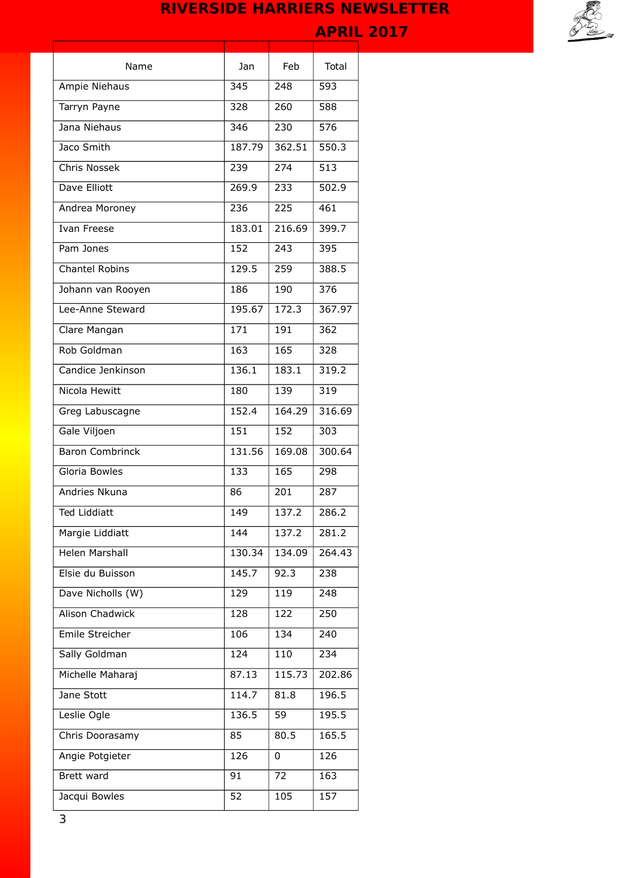| Name | Jan | Feb | Total |
|---|---|---|---|
| Ampie Niehaus | 345 | 248 | 593 |
| Tarryn Payne | 328 | 260 | 588 |
| Jana Niehaus | 346 | 230 | 576 |
| Jaco Smith | 187.79 | 362.51 | 550.3 |
| Chris Nossek | 239 | 274 | 513 |
| Dave Elliott | 269.9 | 233 | 502.9 |
| Andrea Moroney | 236 | 225 | 461 |
| Ivan Freese | 183.01 | 216.69 | 399.7 |
| Pam Jones | 152 | 243 | 395 |
| Chantel Robins | 129.5 | 259 | 388.5 |
| Johann van Rooyen | 186 | 190 | 376 |
| Lee-Anne Steward | 195.67 | 172.3 | 367.97 |
| Clare Mangan | 171 | 191 | 362 |
| Rob Goldman | 163 | 165 | 328 |
| Candice Jenkinson | 136.1 | 183.1 | 319.2 |
| Nicola Hewitt | 180 | 139 | 319 |
| Greg Labuscagne | 152.4 | 164.29 | 316.69 |
| Gale Viljoen | 151 | 152 | 303 |
| Baron Combrinck | 131.56 | 169.08 | 300.64 |
| Gloria Bowles | 133 | 165 | 298 |
| Andries Nkuna | 86 | 201 | 287 |
| Ted Liddiatt | 149 | 137.2 | 286.2 |
| Margie Liddiatt | 144 | 137.2 | 281.2 |
| Helen Marshall | 130.34 | 134.09 | 264.43 |
| Elsie du Buisson | 145.7 | 92.3 | 238 |
| Dave Nicholls (W) | 129 | 119 | 248 |
| Alison Chadwick | 128 | 122 | 250 |
| Emile Streicher | 106 | 134 | 240 |
| Sally Goldman | 124 | 110 | 234 |
| Michelle Maharaj | 87.13 | 115.73 | 202.86 |
| Jane Stott | 114.7 | 81.8 | 196.5 |
| Leslie Ogle | 136.5 | 59 | 195.5 |
| Chris Doorasamy | 85 | 80.5 | 165.5 |
| Angie Potgieter | 126 | 0 | 126 |
| Brett ward | 91 | 72 | 163 |
| Jacqui Bowles | 52 | 105 | 157 |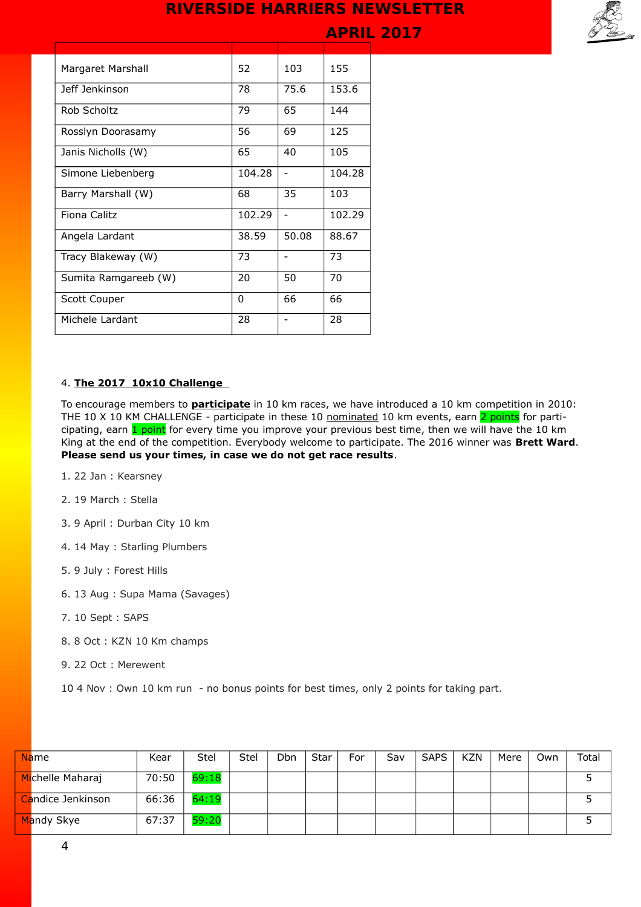| | | | |
|---|---|---|---|
| Margaret Marshall | 52 | 103 | 155 |
| Jeff Jenkinson | 78 | 75.6 | 153.6 |
| Rob Scholtz | 79 | 65 | 144 |
| Rosslyn Doorasamy | 56 | 69 | 125 |
| Janis Nicholls (W) | 65 | 40 | 105 |
| Simone Liebenberg | 104.28 | - | 104.28 |
| Barry Marshall (W) | 68 | 35 | 103 |
| Fiona Calitz | 102.29 | - | 102.29 |
| Angela Lardant | 38.59 | 50.08 | 88.67 |
| Tracy Blakeway (W) | 73 | - | 73 |
| Sumita Ramgareeb (W) | 20 | 50 | 70 |
| Scott Couper | 0 | 66 | 66 |
| Michele Lardant | 28 | - | 28 |

4. **The 2017 10x10 Challenge**

To encourage members to **participate** in 10 km races, we have introduced a 10 km competition in 2010: THE 10 X 10 KM CHALLENGE - participate in these 10 nominated 10 km events, earn 2 points for participating, earn 1 point for every time you improve your previous best time, then we will have the 10 km King at the end of the competition. Everybody welcome to participate. The 2016 winner was **Brett Ward**. **Please send us your times, in case we do not get race results**.

1. 22 Jan : Kearsney
2. 19 March : Stella
3. 9 April : Durban City 10 km
4. 14 May : Starling Plumbers
5. 9 July : Forest Hills
6. 13 Aug : Supa Mama (Savages)
7. 10 Sept : SAPS
8. 8 Oct : KZN 10 Km champs
9. 22 Oct : Merewent

10 4 Nov : Own 10 km run - no bonus points for best times, only 2 points for taking part.

| Name | Kear | Stel | Stel | Dbn | Star | For | Sav | SAPS | KZN | Mere | Own | Total |
|---|---|---|---|---|---|---|---|---|---|---|---|---|
| Michelle Maharaj | 70:50 | 69:18 | | | | | | | | | | 5 |
| Candice Jenkinson | 66:36 | 64:19 | | | | | | | | | | 5 |
| Mandy Skye | 67:37 | 59:20 | | | | | | | | | | 5 |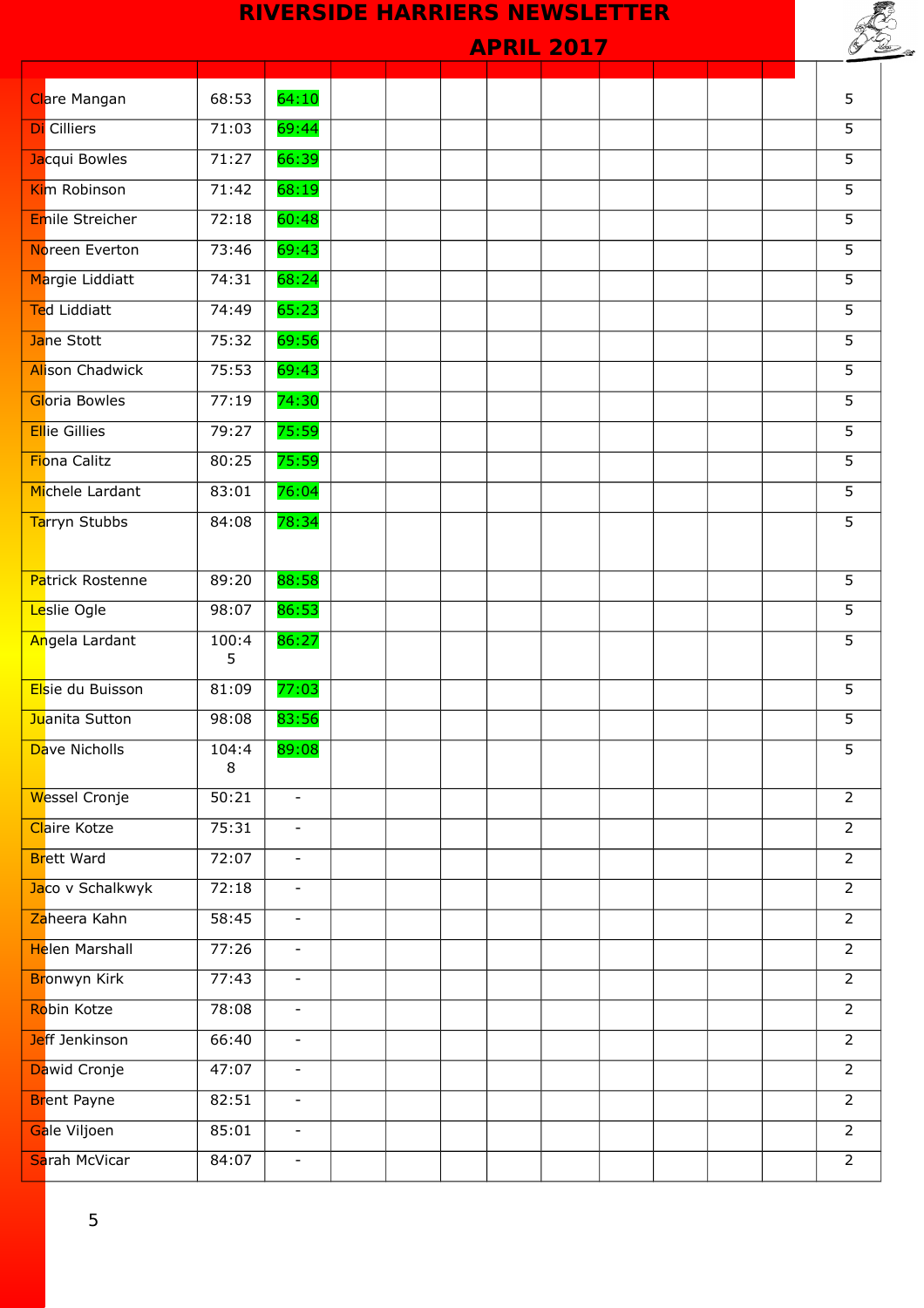# RIVERSIDE HARRIERS NEWSLETTER

## APRIL 2017

| | | | | | | | | | | | | |
|---|---|---|---|---|---|---|---|---|---|---|---|---|
| Clare Mangan | 68:53 | 64:10 | | | | | | | | | | 5 |
| Di Cilliers | 71:03 | 69:44 | | | | | | | | | | 5 |
| Jacqui Bowles | 71:27 | 66:39 | | | | | | | | | | 5 |
| Kim Robinson | 71:42 | 68:19 | | | | | | | | | | 5 |
| Emile Streicher | 72:18 | 60:48 | | | | | | | | | | 5 |
| Noreen Everton | 73:46 | 69:43 | | | | | | | | | | 5 |
| Margie Liddiatt | 74:31 | 68:24 | | | | | | | | | | 5 |
| Ted Liddiatt | 74:49 | 65:23 | | | | | | | | | | 5 |
| Jane Stott | 75:32 | 69:56 | | | | | | | | | | 5 |
| Alison Chadwick | 75:53 | 69:43 | | | | | | | | | | 5 |
| Gloria Bowles | 77:19 | 74:30 | | | | | | | | | | 5 |
| Ellie Gillies | 79:27 | 75:59 | | | | | | | | | | 5 |
| Fiona Calitz | 80:25 | 75:59 | | | | | | | | | | 5 |
| Michele Lardant | 83:01 | 76:04 | | | | | | | | | | 5 |
| Tarryn Stubbs | 84:08 | 78:34 | | | | | | | | | | 5 |
| Patrick Rostenne | 89:20 | 88:58 | | | | | | | | | | 5 |
| Leslie Ogle | 98:07 | 86:53 | | | | | | | | | | 5 |
| Angela Lardant | 100:45 | 86:27 | | | | | | | | | | 5 |
| Elsie du Buisson | 81:09 | 77:03 | | | | | | | | | | 5 |
| Juanita Sutton | 98:08 | 83:56 | | | | | | | | | | 5 |
| Dave Nicholls | 104:48 | 89:08 | | | | | | | | | | 5 |
| Wessel Cronje | 50:21 | - | | | | | | | | | | 2 |
| Claire Kotze | 75:31 | - | | | | | | | | | | 2 |
| Brett Ward | 72:07 | - | | | | | | | | | | 2 |
| Jaco v Schalkwyk | 72:18 | - | | | | | | | | | | 2 |
| Zaheera Kahn | 58:45 | - | | | | | | | | | | 2 |
| Helen Marshall | 77:26 | - | | | | | | | | | | 2 |
| Bronwyn Kirk | 77:43 | - | | | | | | | | | | 2 |
| Robin Kotze | 78:08 | - | | | | | | | | | | 2 |
| Jeff Jenkinson | 66:40 | - | | | | | | | | | | 2 |
| Dawid Cronje | 47:07 | - | | | | | | | | | | 2 |
| Brent Payne | 82:51 | - | | | | | | | | | | 2 |
| Gale Viljoen | 85:01 | - | | | | | | | | | | 2 |
| Sarah McVicar | 84:07 | - | | | | | | | | | | 2 |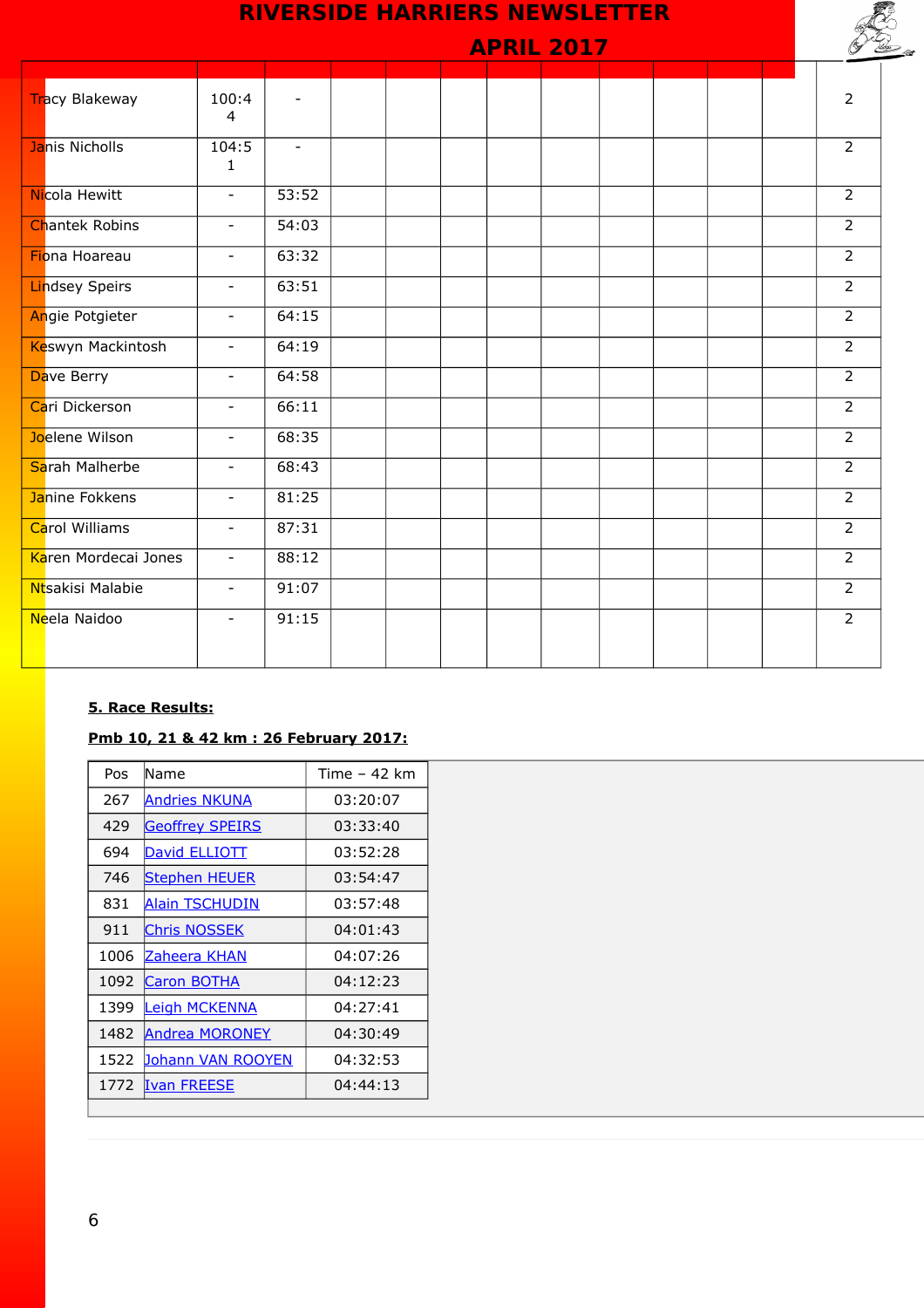| | | | | | | | | | | | | | |
|---|---|---|---|---|---|---|---|---|---|---|---|---|---|
| Tracy Blakeway | 100:44 | - | | | | | | | | | | | 2 |
| Janis Nicholls | 104:51 | - | | | | | | | | | | | 2 |
| Nicola Hewitt | - | 53:52 | | | | | | | | | | | 2 |
| Chantek Robins | - | 54:03 | | | | | | | | | | | 2 |
| Fiona Hoareau | - | 63:32 | | | | | | | | | | | 2 |
| Lindsey Speirs | - | 63:51 | | | | | | | | | | | 2 |
| Angie Potgieter | - | 64:15 | | | | | | | | | | | 2 |
| Keswyn Mackintosh | - | 64:19 | | | | | | | | | | | 2 |
| Dave Berry | - | 64:58 | | | | | | | | | | | 2 |
| Cari Dickerson | - | 66:11 | | | | | | | | | | | 2 |
| Joelene Wilson | - | 68:35 | | | | | | | | | | | 2 |
| Sarah Malherbe | - | 68:43 | | | | | | | | | | | 2 |
| Janine Fokkens | - | 81:25 | | | | | | | | | | | 2 |
| Carol Williams | - | 87:31 | | | | | | | | | | | 2 |
| Karen Mordecai Jones | - | 88:12 | | | | | | | | | | | 2 |
| Ntsakisi Malabie | - | 91:07 | | | | | | | | | | | 2 |
| Neela Naidoo | - | 91:15 | | | | | | | | | | | 2 |

**5. Race Results:**

**Pmb 10, 21 & 42 km : 26 February 2017:**

| Pos | Name | Time – 42 km |
|---|---|---|
| 267 | Andries NKUNA | 03:20:07 |
| 429 | Geoffrey SPEIRS | 03:33:40 |
| 694 | David ELLIOTT | 03:52:28 |
| 746 | Stephen HEUER | 03:54:47 |
| 831 | Alain TSCHUDIN | 03:57:48 |
| 911 | Chris NOSSEK | 04:01:43 |
| 1006 | Zaheera KHAN | 04:07:26 |
| 1092 | Caron BOTHA | 04:12:23 |
| 1399 | Leigh MCKENNA | 04:27:41 |
| 1482 | Andrea MORONEY | 04:30:49 |
| 1522 | Johann VAN ROOYEN | 04:32:53 |
| 1772 | Ivan FREESE | 04:44:13 |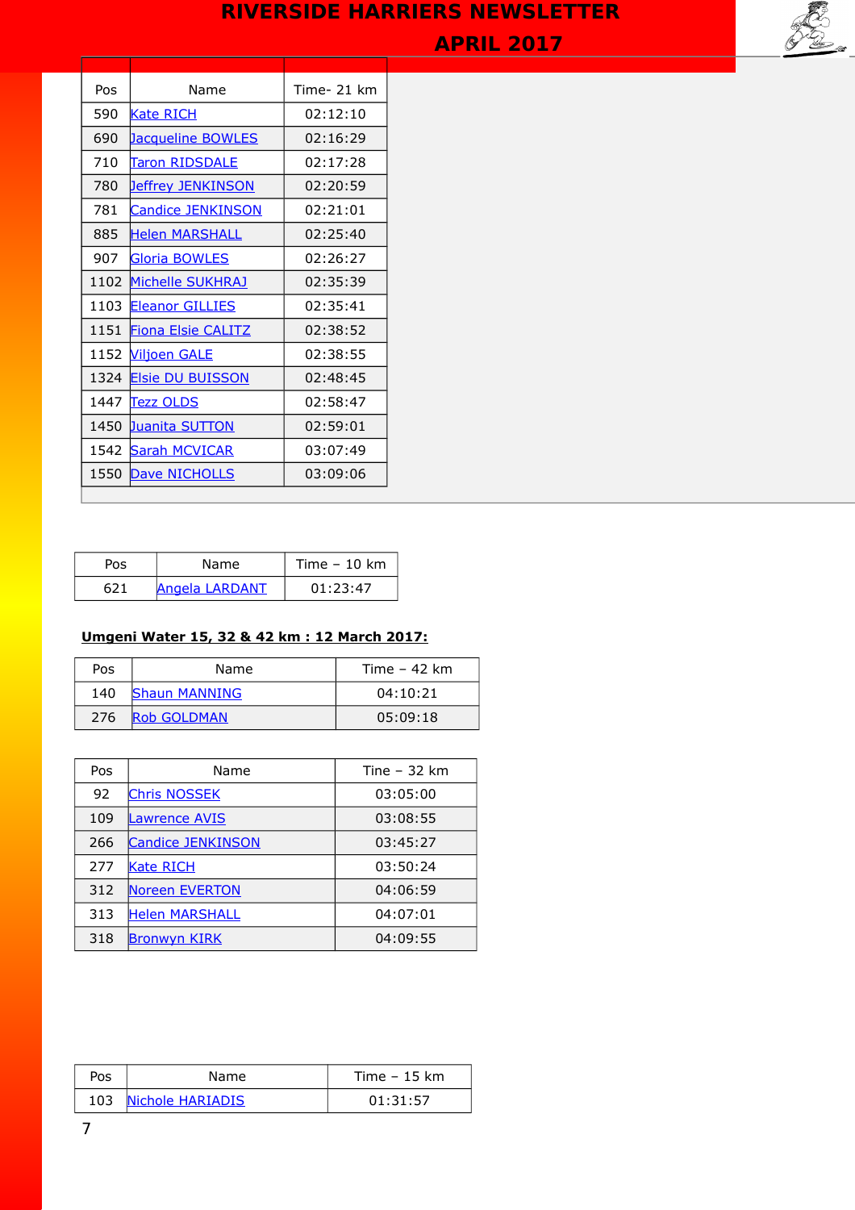| Pos | Name | Time- 21 km |
|---|---|---|
| 590 | Kate RICH | 02:12:10 |
| 690 | Jacqueline BOWLES | 02:16:29 |
| 710 | Taron RIDSDALE | 02:17:28 |
| 780 | Jeffrey JENKINSON | 02:20:59 |
| 781 | Candice JENKINSON | 02:21:01 |
| 885 | Helen MARSHALL | 02:25:40 |
| 907 | Gloria BOWLES | 02:26:27 |
| 1102 | Michelle SUKHRAJ | 02:35:39 |
| 1103 | Eleanor GILLIES | 02:35:41 |
| 1151 | Fiona Elsie CALITZ | 02:38:52 |
| 1152 | Viljoen GALE | 02:38:55 |
| 1324 | Elsie DU BUISSON | 02:48:45 |
| 1447 | Tezz OLDS | 02:58:47 |
| 1450 | Juanita SUTTON | 02:59:01 |
| 1542 | Sarah MCVICAR | 03:07:49 |
| 1550 | Dave NICHOLLS | 03:09:06 |

| Pos | Name | Time – 10 km |
|---|---|---|
| 621 | Angela LARDANT | 01:23:47 |

**Umgeni Water 15, 32 & 42 km : 12 March 2017:**

| Pos | Name | Time – 42 km |
|---|---|---|
| 140 | Shaun MANNING | 04:10:21 |
| 276 | Rob GOLDMAN | 05:09:18 |

| Pos | Name | Tine – 32 km |
|---|---|---|
| 92 | Chris NOSSEK | 03:05:00 |
| 109 | Lawrence AVIS | 03:08:55 |
| 266 | Candice JENKINSON | 03:45:27 |
| 277 | Kate RICH | 03:50:24 |
| 312 | Noreen EVERTON | 04:06:59 |
| 313 | Helen MARSHALL | 04:07:01 |
| 318 | Bronwyn KIRK | 04:09:55 |

| Pos | Name | Time – 15 km |
|---|---|---|
| 103 | Nichole HARIADIS | 01:31:57 |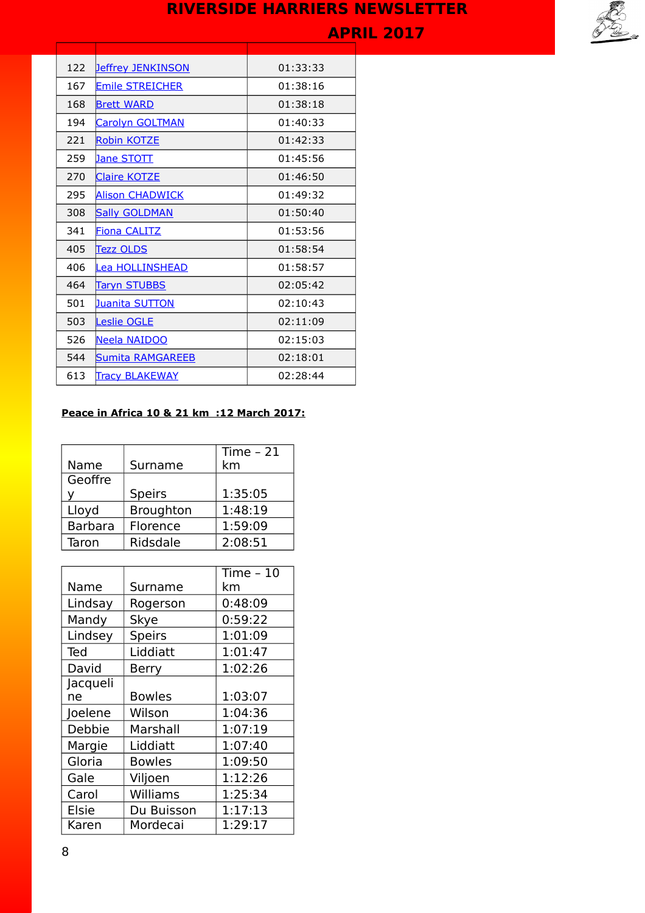| | | |
|---|---|---|
| 122 | Jeffrey JENKINSON | 01:33:33 |
| 167 | Emile STREICHER | 01:38:16 |
| 168 | Brett WARD | 01:38:18 |
| 194 | Carolyn GOLTMAN | 01:40:33 |
| 221 | Robin KOTZE | 01:42:33 |
| 259 | Jane STOTT | 01:45:56 |
| 270 | Claire KOTZE | 01:46:50 |
| 295 | Alison CHADWICK | 01:49:32 |
| 308 | Sally GOLDMAN | 01:50:40 |
| 341 | Fiona CALITZ | 01:53:56 |
| 405 | Tezz OLDS | 01:58:54 |
| 406 | Lea HOLLINSHEAD | 01:58:57 |
| 464 | Taryn STUBBS | 02:05:42 |
| 501 | Juanita SUTTON | 02:10:43 |
| 503 | Leslie OGLE | 02:11:09 |
| 526 | Neela NAIDOO | 02:15:03 |
| 544 | Sumita RAMGAREEB | 02:18:01 |
| 613 | Tracy BLAKEWAY | 02:28:44 |

**Peace in Africa 10 & 21 km :12 March 2017:**

| Name | Surname | Time – 21 km |
|---|---|---|
| Geoffrey | Speirs | 1:35:05 |
| Lloyd | Broughton | 1:48:19 |
| Barbara | Florence | 1:59:09 |
| Taron | Ridsdale | 2:08:51 |

| Name | Surname | Time – 10 km |
|---|---|---|
| Lindsay | Rogerson | 0:48:09 |
| Mandy | Skye | 0:59:22 |
| Lindsey | Speirs | 1:01:09 |
| Ted | Liddiatt | 1:01:47 |
| David | Berry | 1:02:26 |
| Jacqueline | Bowles | 1:03:07 |
| Joelene | Wilson | 1:04:36 |
| Debbie | Marshall | 1:07:19 |
| Margie | Liddiatt | 1:07:40 |
| Gloria | Bowles | 1:09:50 |
| Gale | Viljoen | 1:12:26 |
| Carol | Williams | 1:25:34 |
| Elsie | Du Buisson | 1:17:13 |
| Karen | Mordecai | 1:29:17 |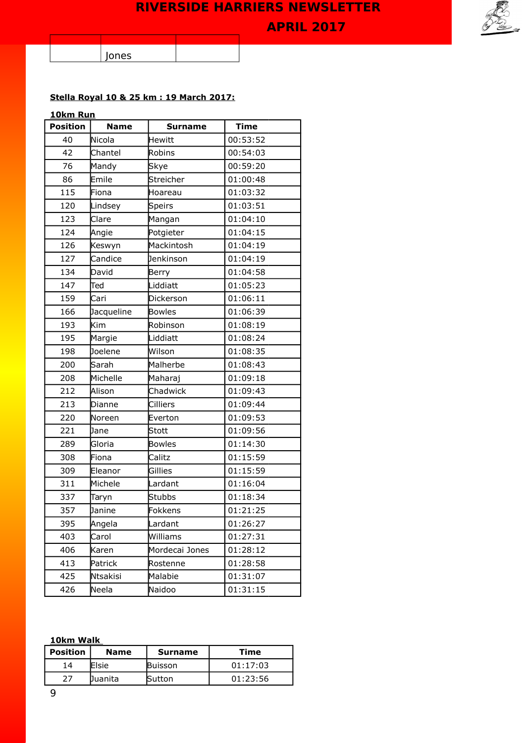| | | |
|---|---|---|
| | Jones | |

**Stella Royal 10 & 25 km : 19 March 2017:**

**10km Run**

| Position | Name | Surname | Time |
|---|---|---|---|
| 40 | Nicola | Hewitt | 00:53:52 |
| 42 | Chantel | Robins | 00:54:03 |
| 76 | Mandy | Skye | 00:59:20 |
| 86 | Emile | Streicher | 01:00:48 |
| 115 | Fiona | Hoareau | 01:03:32 |
| 120 | Lindsey | Speirs | 01:03:51 |
| 123 | Clare | Mangan | 01:04:10 |
| 124 | Angie | Potgieter | 01:04:15 |
| 126 | Keswyn | Mackintosh | 01:04:19 |
| 127 | Candice | Jenkinson | 01:04:19 |
| 134 | David | Berry | 01:04:58 |
| 147 | Ted | Liddiatt | 01:05:23 |
| 159 | Cari | Dickerson | 01:06:11 |
| 166 | Jacqueline | Bowles | 01:06:39 |
| 193 | Kim | Robinson | 01:08:19 |
| 195 | Margie | Liddiatt | 01:08:24 |
| 198 | Joelene | Wilson | 01:08:35 |
| 200 | Sarah | Malherbe | 01:08:43 |
| 208 | Michelle | Maharaj | 01:09:18 |
| 212 | Alison | Chadwick | 01:09:43 |
| 213 | Dianne | Cilliers | 01:09:44 |
| 220 | Noreen | Everton | 01:09:53 |
| 221 | Jane | Stott | 01:09:56 |
| 289 | Gloria | Bowles | 01:14:30 |
| 308 | Fiona | Calitz | 01:15:59 |
| 309 | Eleanor | Gillies | 01:15:59 |
| 311 | Michele | Lardant | 01:16:04 |
| 337 | Taryn | Stubbs | 01:18:34 |
| 357 | Janine | Fokkens | 01:21:25 |
| 395 | Angela | Lardant | 01:26:27 |
| 403 | Carol | Williams | 01:27:31 |
| 406 | Karen | Mordecai Jones | 01:28:12 |
| 413 | Patrick | Rostenne | 01:28:58 |
| 425 | Ntsakisi | Malabie | 01:31:07 |
| 426 | Neela | Naidoo | 01:31:15 |

**10km Walk**

| Position | Name | Surname | Time |
|---|---|---|---|
| 14 | Elsie | Buisson | 01:17:03 |
| 27 | Juanita | Sutton | 01:23:56 |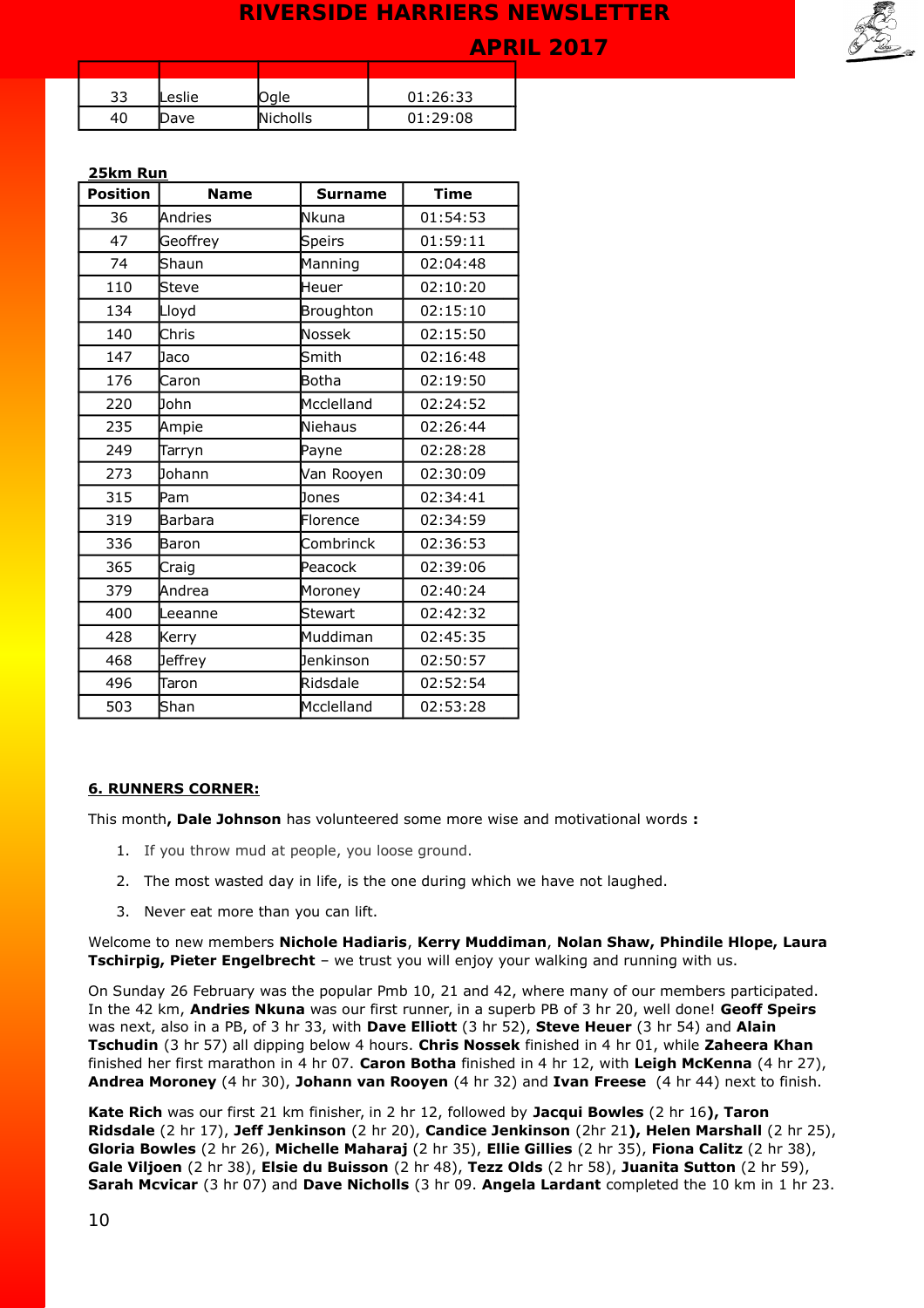| | | | |
|---|---|---|---|
| 33 | Leslie | Ogle | 01:26:33 |
| 40 | Dave | Nicholls | 01:29:08 |

**25km Run**

| Position | Name | Surname | Time |
|---|---|---|---|
| 36 | Andries | Nkuna | 01:54:53 |
| 47 | Geoffrey | Speirs | 01:59:11 |
| 74 | Shaun | Manning | 02:04:48 |
| 110 | Steve | Heuer | 02:10:20 |
| 134 | Lloyd | Broughton | 02:15:10 |
| 140 | Chris | Nossek | 02:15:50 |
| 147 | Jaco | Smith | 02:16:48 |
| 176 | Caron | Botha | 02:19:50 |
| 220 | John | Mcclelland | 02:24:52 |
| 235 | Ampie | Niehaus | 02:26:44 |
| 249 | Tarryn | Payne | 02:28:28 |
| 273 | Johann | Van Rooyen | 02:30:09 |
| 315 | Pam | Jones | 02:34:41 |
| 319 | Barbara | Florence | 02:34:59 |
| 336 | Baron | Combrinck | 02:36:53 |
| 365 | Craig | Peacock | 02:39:06 |
| 379 | Andrea | Moroney | 02:40:24 |
| 400 | Leeanne | Stewart | 02:42:32 |
| 428 | Kerry | Muddiman | 02:45:35 |
| 468 | Jeffrey | Jenkinson | 02:50:57 |
| 496 | Taron | Ridsdale | 02:52:54 |
| 503 | Shan | Mcclelland | 02:53:28 |

## 6. RUNNERS CORNER:

This month**, Dale Johnson** has volunteered some more wise and motivational words **:**

1. If you throw mud at people, you loose ground.
2. The most wasted day in life, is the one during which we have not laughed.
3. Never eat more than you can lift.

Welcome to new members **Nichole Hadiaris**, **Kerry Muddiman**, **Nolan Shaw, Phindile Hlope, Laura Tschirpig, Pieter Engelbrecht** – we trust you will enjoy your walking and running with us.

On Sunday 26 February was the popular Pmb 10, 21 and 42, where many of our members participated. In the 42 km, **Andries Nkuna** was our first runner, in a superb PB of 3 hr 20, well done! **Geoff Speirs** was next, also in a PB, of 3 hr 33, with **Dave Elliott** (3 hr 52), **Steve Heuer** (3 hr 54) and **Alain Tschudin** (3 hr 57) all dipping below 4 hours. **Chris Nossek** finished in 4 hr 01, while **Zaheera Khan** finished her first marathon in 4 hr 07. **Caron Botha** finished in 4 hr 12, with **Leigh McKenna** (4 hr 27), **Andrea Moroney** (4 hr 30), **Johann van Rooyen** (4 hr 32) and **Ivan Freese** (4 hr 44) next to finish.

**Kate Rich** was our first 21 km finisher, in 2 hr 12, followed by **Jacqui Bowles** (2 hr 16**), Taron Ridsdale** (2 hr 17), **Jeff Jenkinson** (2 hr 20), **Candice Jenkinson** (2hr 21**), Helen Marshall** (2 hr 25), **Gloria Bowles** (2 hr 26), **Michelle Maharaj** (2 hr 35), **Ellie Gillies** (2 hr 35), **Fiona Calitz** (2 hr 38), **Gale Viljoen** (2 hr 38), **Elsie du Buisson** (2 hr 48), **Tezz Olds** (2 hr 58), **Juanita Sutton** (2 hr 59), **Sarah Mcvicar** (3 hr 07) and **Dave Nicholls** (3 hr 09. **Angela Lardant** completed the 10 km in 1 hr 23.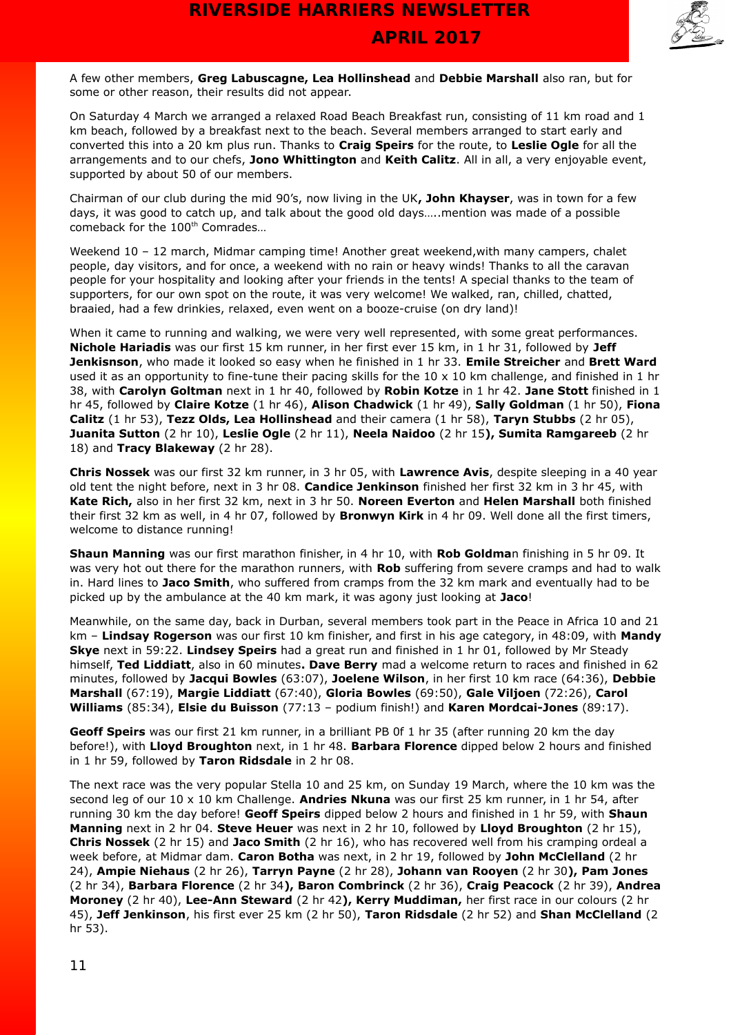A few other members, **Greg Labuscagne, Lea Hollinshead** and **Debbie Marshall** also ran, but for some or other reason, their results did not appear.

On Saturday 4 March we arranged a relaxed Road Beach Breakfast run, consisting of 11 km road and 1 km beach, followed by a breakfast next to the beach. Several members arranged to start early and converted this into a 20 km plus run. Thanks to **Craig Speirs** for the route, to **Leslie Ogle** for all the arrangements and to our chefs, **Jono Whittington** and **Keith Calitz**. All in all, a very enjoyable event, supported by about 50 of our members.

Chairman of our club during the mid 90's, now living in the UK**, John Khayser**, was in town for a few days, it was good to catch up, and talk about the good old days…..mention was made of a possible comeback for the 100th Comrades…

Weekend 10 – 12 march, Midmar camping time! Another great weekend,with many campers, chalet people, day visitors, and for once, a weekend with no rain or heavy winds! Thanks to all the caravan people for your hospitality and looking after your friends in the tents! A special thanks to the team of supporters, for our own spot on the route, it was very welcome! We walked, ran, chilled, chatted, braaied, had a few drinkies, relaxed, even went on a booze-cruise (on dry land)!

When it came to running and walking, we were very well represented, with some great performances. **Nichole Hariadis** was our first 15 km runner, in her first ever 15 km, in 1 hr 31, followed by **Jeff Jenkisnson**, who made it looked so easy when he finished in 1 hr 33. **Emile Streicher** and **Brett Ward** used it as an opportunity to fine-tune their pacing skills for the 10 x 10 km challenge, and finished in 1 hr 38, with **Carolyn Goltman** next in 1 hr 40, followed by **Robin Kotze** in 1 hr 42. **Jane Stott** finished in 1 hr 45, followed by **Claire Kotze** (1 hr 46), **Alison Chadwick** (1 hr 49), **Sally Goldman** (1 hr 50), **Fiona Calitz** (1 hr 53), **Tezz Olds, Lea Hollinshead** and their camera (1 hr 58), **Taryn Stubbs** (2 hr 05), **Juanita Sutton** (2 hr 10), **Leslie Ogle** (2 hr 11), **Neela Naidoo** (2 hr 15**), Sumita Ramgareeb** (2 hr 18) and **Tracy Blakeway** (2 hr 28).

**Chris Nossek** was our first 32 km runner, in 3 hr 05, with **Lawrence Avis**, despite sleeping in a 40 year old tent the night before, next in 3 hr 08. **Candice Jenkinson** finished her first 32 km in 3 hr 45, with **Kate Rich,** also in her first 32 km, next in 3 hr 50. **Noreen Everton** and **Helen Marshall** both finished their first 32 km as well, in 4 hr 07, followed by **Bronwyn Kirk** in 4 hr 09. Well done all the first timers, welcome to distance running!

**Shaun Manning** was our first marathon finisher, in 4 hr 10, with **Rob Goldma**n finishing in 5 hr 09. It was very hot out there for the marathon runners, with **Rob** suffering from severe cramps and had to walk in. Hard lines to **Jaco Smith**, who suffered from cramps from the 32 km mark and eventually had to be picked up by the ambulance at the 40 km mark, it was agony just looking at **Jaco**!

Meanwhile, on the same day, back in Durban, several members took part in the Peace in Africa 10 and 21 km – **Lindsay Rogerson** was our first 10 km finisher, and first in his age category, in 48:09, with **Mandy Skye** next in 59:22. **Lindsey Speirs** had a great run and finished in 1 hr 01, followed by Mr Steady himself, **Ted Liddiatt**, also in 60 minutes**. Dave Berry** mad a welcome return to races and finished in 62 minutes, followed by **Jacqui Bowles** (63:07), **Joelene Wilson**, in her first 10 km race (64:36), **Debbie Marshall** (67:19), **Margie Liddiatt** (67:40), **Gloria Bowles** (69:50), **Gale Viljoen** (72:26), **Carol Williams** (85:34), **Elsie du Buisson** (77:13 – podium finish!) and **Karen Mordcai-Jones** (89:17).

**Geoff Speirs** was our first 21 km runner, in a brilliant PB 0f 1 hr 35 (after running 20 km the day before!), with **Lloyd Broughton** next, in 1 hr 48. **Barbara Florence** dipped below 2 hours and finished in 1 hr 59, followed by **Taron Ridsdale** in 2 hr 08.

The next race was the very popular Stella 10 and 25 km, on Sunday 19 March, where the 10 km was the second leg of our 10 x 10 km Challenge. **Andries Nkuna** was our first 25 km runner, in 1 hr 54, after running 30 km the day before! **Geoff Speirs** dipped below 2 hours and finished in 1 hr 59, with **Shaun Manning** next in 2 hr 04. **Steve Heuer** was next in 2 hr 10, followed by **Lloyd Broughton** (2 hr 15), **Chris Nossek** (2 hr 15) and **Jaco Smith** (2 hr 16), who has recovered well from his cramping ordeal a week before, at Midmar dam. **Caron Botha** was next, in 2 hr 19, followed by **John McClelland** (2 hr 24), **Ampie Niehaus** (2 hr 26), **Tarryn Payne** (2 hr 28), **Johann van Rooyen** (2 hr 30**), Pam Jones** (2 hr 34), **Barbara Florence** (2 hr 34**), Baron Combrinck** (2 hr 36), **Craig Peacock** (2 hr 39), **Andrea Moroney** (2 hr 40), **Lee-Ann Steward** (2 hr 42**), Kerry Muddiman,** her first race in our colours (2 hr 45), **Jeff Jenkinson**, his first ever 25 km (2 hr 50), **Taron Ridsdale** (2 hr 52) and **Shan McClelland** (2 hr 53).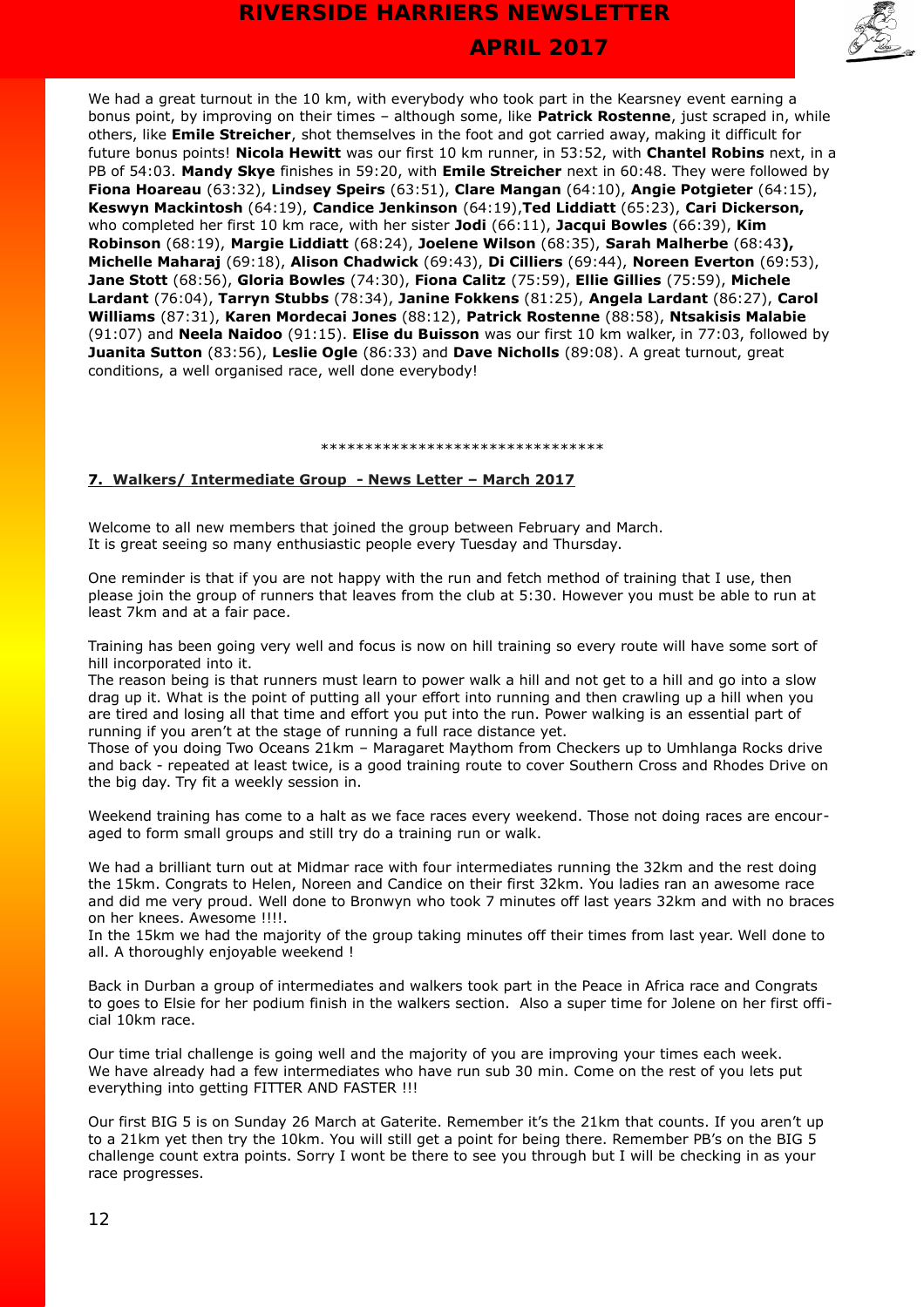We had a great turnout in the 10 km, with everybody who took part in the Kearsney event earning a bonus point, by improving on their times – although some, like **Patrick Rostenne**, just scraped in, while others, like **Emile Streicher**, shot themselves in the foot and got carried away, making it difficult for future bonus points! **Nicola Hewitt** was our first 10 km runner, in 53:52, with **Chantel Robins** next, in a PB of 54:03. **Mandy Skye** finishes in 59:20, with **Emile Streicher** next in 60:48. They were followed by **Fiona Hoareau** (63:32), **Lindsey Speirs** (63:51), **Clare Mangan** (64:10), **Angie Potgieter** (64:15), **Keswyn Mackintosh** (64:19), **Candice Jenkinson** (64:19),**Ted Liddiatt** (65:23), **Cari Dickerson,** who completed her first 10 km race, with her sister **Jodi** (66:11), **Jacqui Bowles** (66:39), **Kim Robinson** (68:19), **Margie Liddiatt** (68:24), **Joelene Wilson** (68:35), **Sarah Malherbe** (68:43**), Michelle Maharaj** (69:18), **Alison Chadwick** (69:43), **Di Cilliers** (69:44), **Noreen Everton** (69:53), **Jane Stott** (68:56), **Gloria Bowles** (74:30), **Fiona Calitz** (75:59), **Ellie Gillies** (75:59), **Michele Lardant** (76:04), **Tarryn Stubbs** (78:34), **Janine Fokkens** (81:25), **Angela Lardant** (86:27), **Carol Williams** (87:31), **Karen Mordecai Jones** (88:12), **Patrick Rostenne** (88:58), **Ntsakisis Malabie** (91:07) and **Neela Naidoo** (91:15). **Elise du Buisson** was our first 10 km walker, in 77:03, followed by **Juanita Sutton** (83:56), **Leslie Ogle** (86:33) and **Dave Nicholls** (89:08). A great turnout, great conditions, a well organised race, well done everybody!

********************************

## 7. Walkers/ Intermediate Group - News Letter – March 2017

Welcome to all new members that joined the group between February and March.
It is great seeing so many enthusiastic people every Tuesday and Thursday.

One reminder is that if you are not happy with the run and fetch method of training that I use, then please join the group of runners that leaves from the club at 5:30. However you must be able to run at least 7km and at a fair pace.

Training has been going very well and focus is now on hill training so every route will have some sort of hill incorporated into it.
The reason being is that runners must learn to power walk a hill and not get to a hill and go into a slow drag up it. What is the point of putting all your effort into running and then crawling up a hill when you are tired and losing all that time and effort you put into the run. Power walking is an essential part of running if you aren't at the stage of running a full race distance yet.
Those of you doing Two Oceans 21km – Maragaret Maythom from Checkers up to Umhlanga Rocks drive and back - repeated at least twice, is a good training route to cover Southern Cross and Rhodes Drive on the big day. Try fit a weekly session in.

Weekend training has come to a halt as we face races every weekend. Those not doing races are encouraged to form small groups and still try do a training run or walk.

We had a brilliant turn out at Midmar race with four intermediates running the 32km and the rest doing the 15km. Congrats to Helen, Noreen and Candice on their first 32km. You ladies ran an awesome race and did me very proud. Well done to Bronwyn who took 7 minutes off last years 32km and with no braces on her knees. Awesome !!!!.
In the 15km we had the majority of the group taking minutes off their times from last year. Well done to all. A thoroughly enjoyable weekend !

Back in Durban a group of intermediates and walkers took part in the Peace in Africa race and Congrats to goes to Elsie for her podium finish in the walkers section. Also a super time for Jolene on her first official 10km race.

Our time trial challenge is going well and the majority of you are improving your times each week.
We have already had a few intermediates who have run sub 30 min. Come on the rest of you lets put everything into getting FITTER AND FASTER !!!

Our first BIG 5 is on Sunday 26 March at Gaterite. Remember it's the 21km that counts. If you aren't up to a 21km yet then try the 10km. You will still get a point for being there. Remember PB's on the BIG 5 challenge count extra points. Sorry I wont be there to see you through but I will be checking in as your race progresses.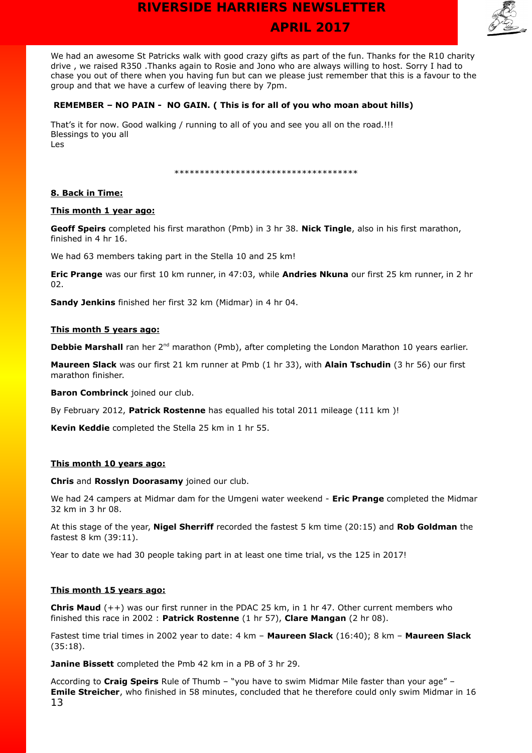We had an awesome St Patricks walk with good crazy gifts as part of the fun. Thanks for the R10 charity drive , we raised R350 .Thanks again to Rosie and Jono who are always willing to host. Sorry I had to chase you out of there when you having fun but can we please just remember that this is a favour to the group and that we have a curfew of leaving there by 7pm.

**REMEMBER – NO PAIN - NO GAIN. ( This is for all of you who moan about hills)**

That's it for now. Good walking / running to all of you and see you all on the road.!!!
Blessings to you all
Les

***********************************

**8. Back in Time:**

**This month 1 year ago:**

**Geoff Speirs** completed his first marathon (Pmb) in 3 hr 38. **Nick Tingle**, also in his first marathon, finished in 4 hr 16.

We had 63 members taking part in the Stella 10 and 25 km!

**Eric Prange** was our first 10 km runner, in 47:03, while **Andries Nkuna** our first 25 km runner, in 2 hr 02.

**Sandy Jenkins** finished her first 32 km (Midmar) in 4 hr 04.

**This month 5 years ago:**

**Debbie Marshall** ran her 2nd marathon (Pmb), after completing the London Marathon 10 years earlier.

**Maureen Slack** was our first 21 km runner at Pmb (1 hr 33), with **Alain Tschudin** (3 hr 56) our first marathon finisher.

**Baron Combrinck** joined our club.

By February 2012, **Patrick Rostenne** has equalled his total 2011 mileage (111 km )!

**Kevin Keddie** completed the Stella 25 km in 1 hr 55.

**This month 10 years ago:**

**Chris** and **Rosslyn Doorasamy** joined our club.

We had 24 campers at Midmar dam for the Umgeni water weekend - **Eric Prange** completed the Midmar 32 km in 3 hr 08.

At this stage of the year, **Nigel Sherriff** recorded the fastest 5 km time (20:15) and **Rob Goldman** the fastest 8 km (39:11).

Year to date we had 30 people taking part in at least one time trial, vs the 125 in 2017!

**This month 15 years ago:**

**Chris Maud** (++) was our first runner in the PDAC 25 km, in 1 hr 47. Other current members who finished this race in 2002 : **Patrick Rostenne** (1 hr 57), **Clare Mangan** (2 hr 08).

Fastest time trial times in 2002 year to date: 4 km – **Maureen Slack** (16:40); 8 km – **Maureen Slack** (35:18).

**Janine Bissett** completed the Pmb 42 km in a PB of 3 hr 29.

According to **Craig Speirs** Rule of Thumb – "you have to swim Midmar Mile faster than your age" – **Emile Streicher**, who finished in 58 minutes, concluded that he therefore could only swim Midmar in 16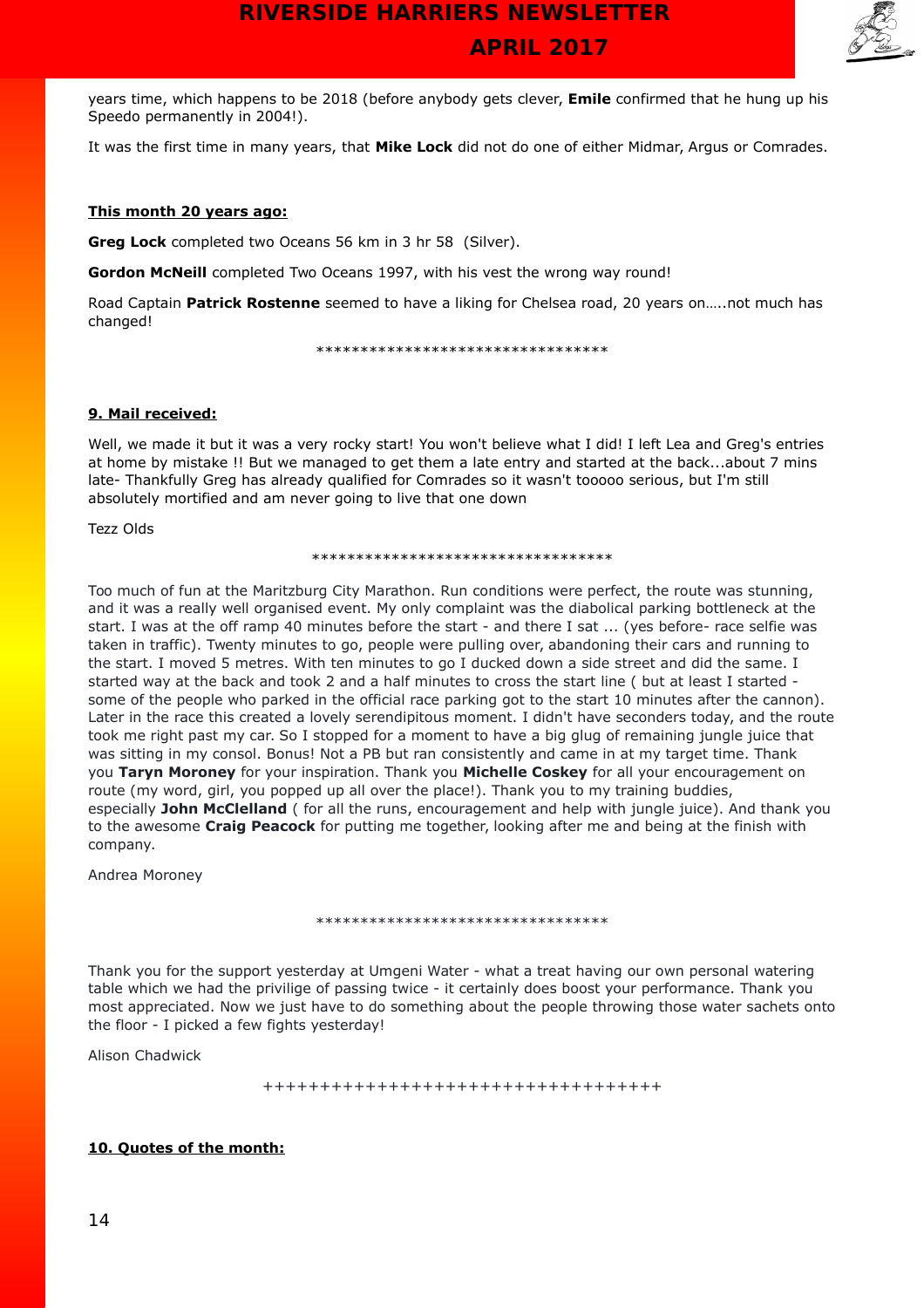years time, which happens to be 2018 (before anybody gets clever, **Emile** confirmed that he hung up his Speedo permanently in 2004!).

It was the first time in many years, that **Mike Lock** did not do one of either Midmar, Argus or Comrades.

**This month 20 years ago:**

**Greg Lock** completed two Oceans 56 km in 3 hr 58 (Silver).

**Gordon McNeill** completed Two Oceans 1997, with his vest the wrong way round!

Road Captain **Patrick Rostenne** seemed to have a liking for Chelsea road, 20 years on…..not much has changed!

*********************************

## 9. Mail received:

Well, we made it but it was a very rocky start! You won't believe what I did! I left Lea and Greg's entries at home by mistake !! But we managed to get them a late entry and started at the back...about 7 mins late- Thankfully Greg has already qualified for Comrades so it wasn't tooooo serious, but I'm still absolutely mortified and am never going to live that one down

Tezz Olds

**********************************

Too much of fun at the Maritzburg City Marathon. Run conditions were perfect, the route was stunning, and it was a really well organised event. My only complaint was the diabolical parking bottleneck at the start. I was at the off ramp 40 minutes before the start - and there I sat ... (yes before- race selfie was taken in traffic). Twenty minutes to go, people were pulling over, abandoning their cars and running to the start. I moved 5 metres. With ten minutes to go I ducked down a side street and did the same. I started way at the back and took 2 and a half minutes to cross the start line ( but at least I started - some of the people who parked in the official race parking got to the start 10 minutes after the cannon). Later in the race this created a lovely serendipitous moment. I didn't have seconders today, and the route took me right past my car. So I stopped for a moment to have a big glug of remaining jungle juice that was sitting in my consol. Bonus! Not a PB but ran consistently and came in at my target time. Thank you **Taryn Moroney** for your inspiration. Thank you **Michelle Coskey** for all your encouragement on route (my word, girl, you popped up all over the place!). Thank you to my training buddies, especially **John McClelland** ( for all the runs, encouragement and help with jungle juice). And thank you to the awesome **Craig Peacock** for putting me together, looking after me and being at the finish with company.

Andrea Moroney

*********************************

Thank you for the support yesterday at Umgeni Water - what a treat having our own personal watering table which we had the privilige of passing twice - it certainly does boost your performance. Thank you most appreciated. Now we just have to do something about the people throwing those water sachets onto the floor - I picked a few fights yesterday!

Alison Chadwick

++++++++++++++++++++++++++++++++++

## 10. Quotes of the month: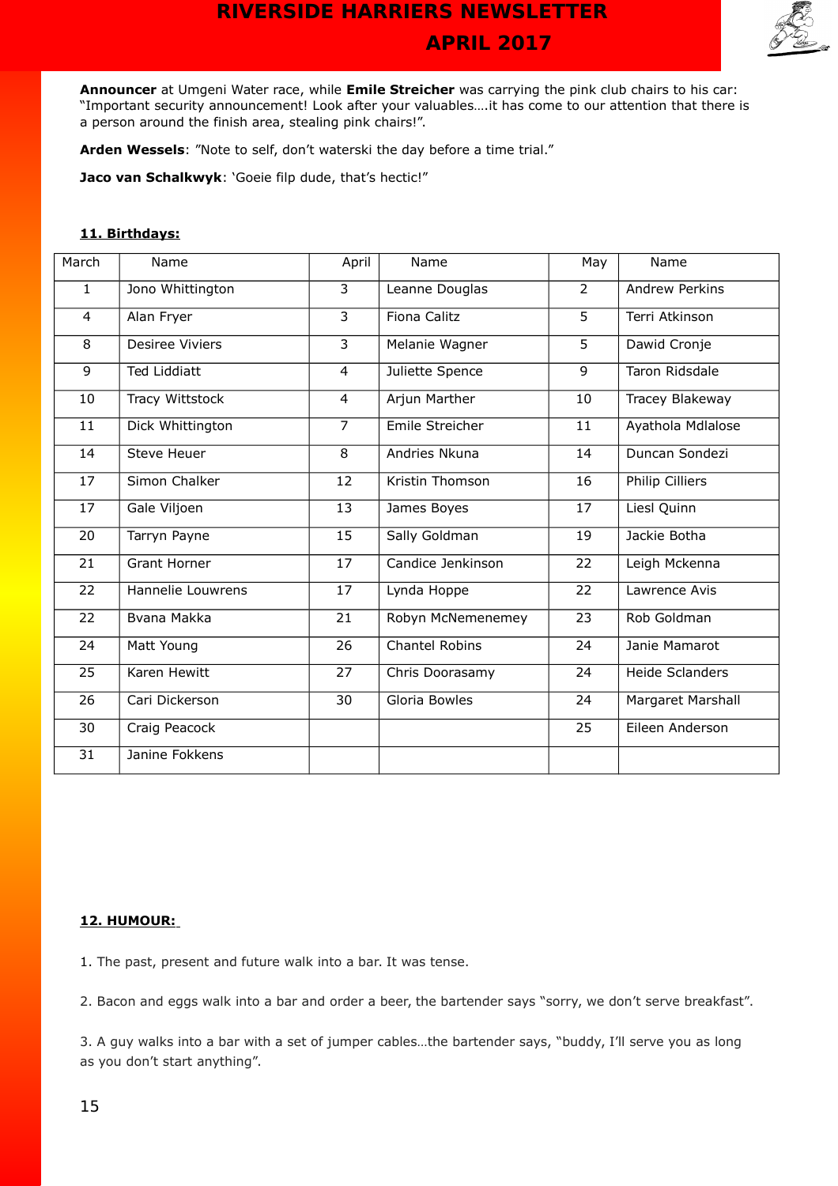**Announcer** at Umgeni Water race, while **Emile Streicher** was carrying the pink club chairs to his car: "Important security announcement! Look after your valuables….it has come to our attention that there is a person around the finish area, stealing pink chairs!".

**Arden Wessels**: "Note to self, don't waterski the day before a time trial."

**Jaco van Schalkwyk**: 'Goeie filp dude, that's hectic!"

## 11. Birthdays:

| March | Name | April | Name | May | Name |
|---|---|---|---|---|---|
| 1 | Jono Whittington | 3 | Leanne Douglas | 2 | Andrew Perkins |
| 4 | Alan Fryer | 3 | Fiona Calitz | 5 | Terri Atkinson |
| 8 | Desiree Viviers | 3 | Melanie Wagner | 5 | Dawid Cronje |
| 9 | Ted Liddiatt | 4 | Juliette Spence | 9 | Taron Ridsdale |
| 10 | Tracy Wittstock | 4 | Arjun Marther | 10 | Tracey Blakeway |
| 11 | Dick Whittington | 7 | Emile Streicher | 11 | Ayathola Mdlalose |
| 14 | Steve Heuer | 8 | Andries Nkuna | 14 | Duncan Sondezi |
| 17 | Simon Chalker | 12 | Kristin Thomson | 16 | Philip Cilliers |
| 17 | Gale Viljoen | 13 | James Boyes | 17 | Liesl Quinn |
| 20 | Tarryn Payne | 15 | Sally Goldman | 19 | Jackie Botha |
| 21 | Grant Horner | 17 | Candice Jenkinson | 22 | Leigh Mckenna |
| 22 | Hannelie Louwrens | 17 | Lynda Hoppe | 22 | Lawrence Avis |
| 22 | Bvana Makka | 21 | Robyn McNemenemey | 23 | Rob Goldman |
| 24 | Matt Young | 26 | Chantel Robins | 24 | Janie Mamarot |
| 25 | Karen Hewitt | 27 | Chris Doorasamy | 24 | Heide Sclanders |
| 26 | Cari Dickerson | 30 | Gloria Bowles | 24 | Margaret Marshall |
| 30 | Craig Peacock | | | 25 | Eileen Anderson |
| 31 | Janine Fokkens | | | | |

## 12. HUMOUR:

1. The past, present and future walk into a bar. It was tense.

2. Bacon and eggs walk into a bar and order a beer, the bartender says "sorry, we don't serve breakfast".

3. A guy walks into a bar with a set of jumper cables…the bartender says, "buddy, I'll serve you as long as you don't start anything".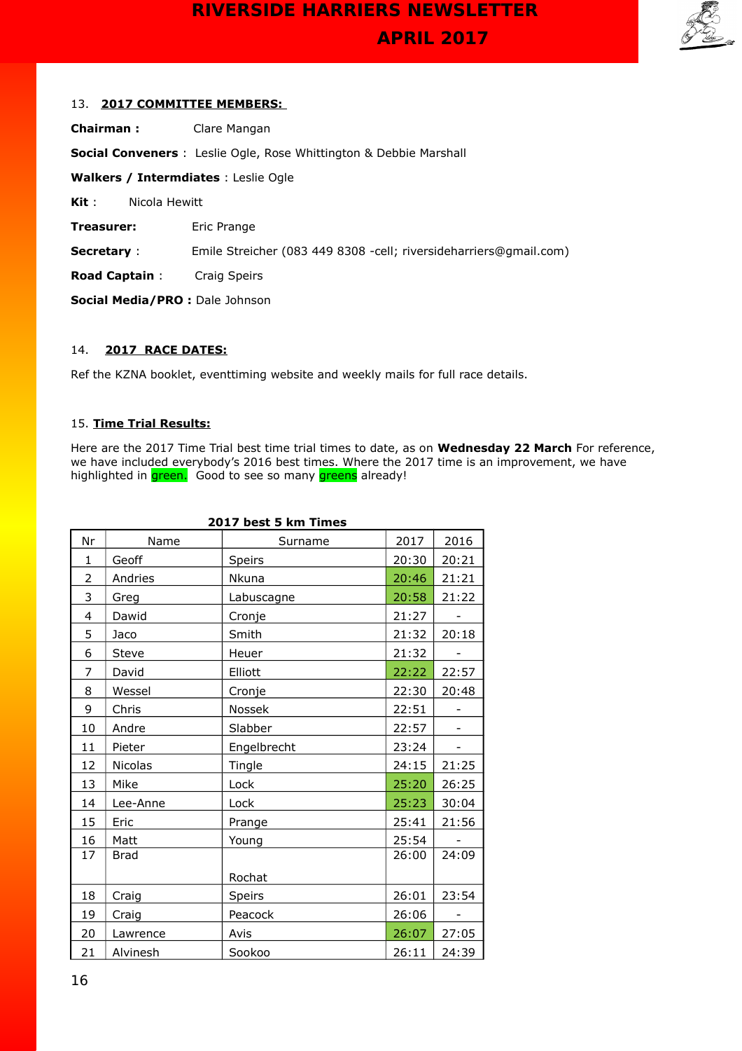13. **2017 COMMITTEE MEMBERS:**

**Chairman :** Clare Mangan

**Social Conveners** : Leslie Ogle, Rose Whittington & Debbie Marshall

**Walkers / Intermdiates** : Leslie Ogle

**Kit** : Nicola Hewitt

**Treasurer:** Eric Prange

**Secretary** : Emile Streicher (083 449 8308 -cell; riversideharriers@gmail.com)

**Road Captain** : Craig Speirs

**Social Media/PRO :** Dale Johnson

14. **2017 RACE DATES:**

Ref the KZNA booklet, eventtiming website and weekly mails for full race details.

15. **Time Trial Results:**

Here are the 2017 Time Trial best time trial times to date, as on **Wednesday 22 March** For reference, we have included everybody's 2016 best times. Where the 2017 time is an improvement, we have highlighted in green. Good to see so many greens already!

**2017 best 5 km Times**

| Nr | Name | Surname | 2017 | 2016 |
|---|---|---|---|---|
| 1 | Geoff | Speirs | 20:30 | 20:21 |
| 2 | Andries | Nkuna | 20:46 | 21:21 |
| 3 | Greg | Labuscagne | 20:58 | 21:22 |
| 4 | Dawid | Cronje | 21:27 | - |
| 5 | Jaco | Smith | 21:32 | 20:18 |
| 6 | Steve | Heuer | 21:32 | - |
| 7 | David | Elliott | 22:22 | 22:57 |
| 8 | Wessel | Cronje | 22:30 | 20:48 |
| 9 | Chris | Nossek | 22:51 | - |
| 10 | Andre | Slabber | 22:57 | - |
| 11 | Pieter | Engelbrecht | 23:24 | - |
| 12 | Nicolas | Tingle | 24:15 | 21:25 |
| 13 | Mike | Lock | 25:20 | 26:25 |
| 14 | Lee-Anne | Lock | 25:23 | 30:04 |
| 15 | Eric | Prange | 25:41 | 21:56 |
| 16 | Matt | Young | 25:54 | - |
| 17 | Brad | Rochat | 26:00 | 24:09 |
| 18 | Craig | Speirs | 26:01 | 23:54 |
| 19 | Craig | Peacock | 26:06 | - |
| 20 | Lawrence | Avis | 26:07 | 27:05 |
| 21 | Alvinesh | Sookoo | 26:11 | 24:39 |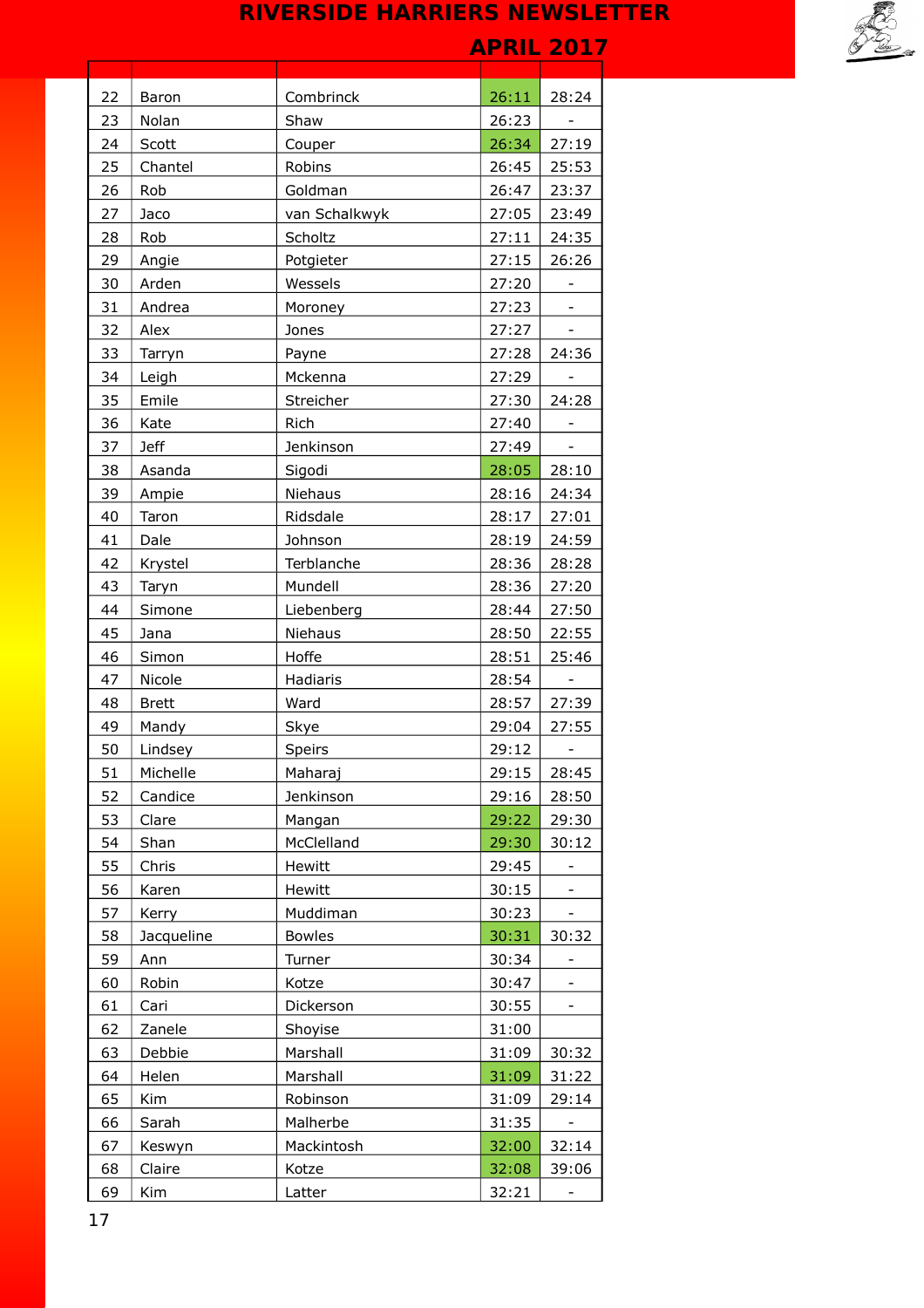| | | | | |
|---|---|---|---|---|
| 22 | Baron | Combrinck | 26:11 | 28:24 |
| 23 | Nolan | Shaw | 26:23 | - |
| 24 | Scott | Couper | 26:34 | 27:19 |
| 25 | Chantel | Robins | 26:45 | 25:53 |
| 26 | Rob | Goldman | 26:47 | 23:37 |
| 27 | Jaco | van Schalkwyk | 27:05 | 23:49 |
| 28 | Rob | Scholtz | 27:11 | 24:35 |
| 29 | Angie | Potgieter | 27:15 | 26:26 |
| 30 | Arden | Wessels | 27:20 | - |
| 31 | Andrea | Moroney | 27:23 | - |
| 32 | Alex | Jones | 27:27 | - |
| 33 | Tarryn | Payne | 27:28 | 24:36 |
| 34 | Leigh | Mckenna | 27:29 | - |
| 35 | Emile | Streicher | 27:30 | 24:28 |
| 36 | Kate | Rich | 27:40 | - |
| 37 | Jeff | Jenkinson | 27:49 | - |
| 38 | Asanda | Sigodi | 28:05 | 28:10 |
| 39 | Ampie | Niehaus | 28:16 | 24:34 |
| 40 | Taron | Ridsdale | 28:17 | 27:01 |
| 41 | Dale | Johnson | 28:19 | 24:59 |
| 42 | Krystel | Terblanche | 28:36 | 28:28 |
| 43 | Taryn | Mundell | 28:36 | 27:20 |
| 44 | Simone | Liebenberg | 28:44 | 27:50 |
| 45 | Jana | Niehaus | 28:50 | 22:55 |
| 46 | Simon | Hoffe | 28:51 | 25:46 |
| 47 | Nicole | Hadiaris | 28:54 | - |
| 48 | Brett | Ward | 28:57 | 27:39 |
| 49 | Mandy | Skye | 29:04 | 27:55 |
| 50 | Lindsey | Speirs | 29:12 | - |
| 51 | Michelle | Maharaj | 29:15 | 28:45 |
| 52 | Candice | Jenkinson | 29:16 | 28:50 |
| 53 | Clare | Mangan | 29:22 | 29:30 |
| 54 | Shan | McClelland | 29:30 | 30:12 |
| 55 | Chris | Hewitt | 29:45 | - |
| 56 | Karen | Hewitt | 30:15 | - |
| 57 | Kerry | Muddiman | 30:23 | - |
| 58 | Jacqueline | Bowles | 30:31 | 30:32 |
| 59 | Ann | Turner | 30:34 | - |
| 60 | Robin | Kotze | 30:47 | - |
| 61 | Cari | Dickerson | 30:55 | - |
| 62 | Zanele | Shoyise | 31:00 | |
| 63 | Debbie | Marshall | 31:09 | 30:32 |
| 64 | Helen | Marshall | 31:09 | 31:22 |
| 65 | Kim | Robinson | 31:09 | 29:14 |
| 66 | Sarah | Malherbe | 31:35 | - |
| 67 | Keswyn | Mackintosh | 32:00 | 32:14 |
| 68 | Claire | Kotze | 32:08 | 39:06 |
| 69 | Kim | Latter | 32:21 | - |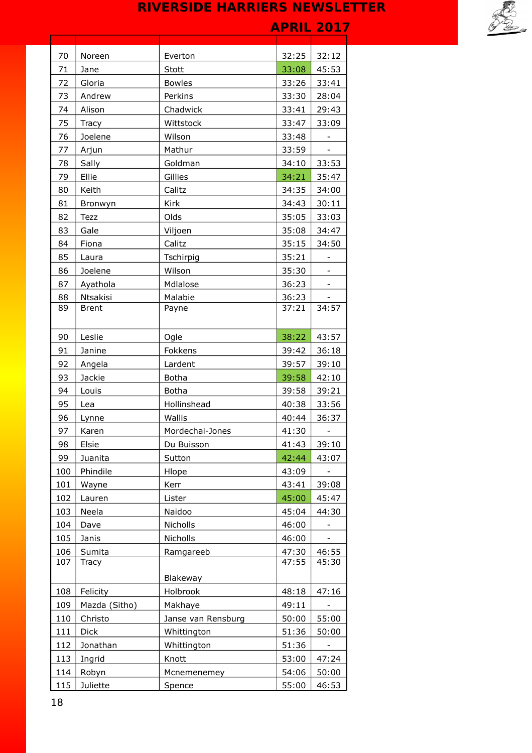| | | | | |
|---|---|---|---|---|
| 70 | Noreen | Everton | 32:25 | 32:12 |
| 71 | Jane | Stott | 33:08 | 45:53 |
| 72 | Gloria | Bowles | 33:26 | 33:41 |
| 73 | Andrew | Perkins | 33:30 | 28:04 |
| 74 | Alison | Chadwick | 33:41 | 29:43 |
| 75 | Tracy | Wittstock | 33:47 | 33:09 |
| 76 | Joelene | Wilson | 33:48 | - |
| 77 | Arjun | Mathur | 33:59 | - |
| 78 | Sally | Goldman | 34:10 | 33:53 |
| 79 | Ellie | Gillies | 34:21 | 35:47 |
| 80 | Keith | Calitz | 34:35 | 34:00 |
| 81 | Bronwyn | Kirk | 34:43 | 30:11 |
| 82 | Tezz | Olds | 35:05 | 33:03 |
| 83 | Gale | Viljoen | 35:08 | 34:47 |
| 84 | Fiona | Calitz | 35:15 | 34:50 |
| 85 | Laura | Tschirpig | 35:21 | - |
| 86 | Joelene | Wilson | 35:30 | - |
| 87 | Ayathola | Mdlalose | 36:23 | - |
| 88 | Ntsakisi | Malabie | 36:23 | - |
| 89 | Brent | Payne | 37:21 | 34:57 |
| 90 | Leslie | Ogle | 38:22 | 43:57 |
| 91 | Janine | Fokkens | 39:42 | 36:18 |
| 92 | Angela | Lardent | 39:57 | 39:10 |
| 93 | Jackie | Botha | 39:58 | 42:10 |
| 94 | Louis | Botha | 39:58 | 39:21 |
| 95 | Lea | Hollinshead | 40:38 | 33:56 |
| 96 | Lynne | Wallis | 40:44 | 36:37 |
| 97 | Karen | Mordechai-Jones | 41:30 | - |
| 98 | Elsie | Du Buisson | 41:43 | 39:10 |
| 99 | Juanita | Sutton | 42:44 | 43:07 |
| 100 | Phindile | Hlope | 43:09 | - |
| 101 | Wayne | Kerr | 43:41 | 39:08 |
| 102 | Lauren | Lister | 45:00 | 45:47 |
| 103 | Neela | Naidoo | 45:04 | 44:30 |
| 104 | Dave | Nicholls | 46:00 | - |
| 105 | Janis | Nicholls | 46:00 | - |
| 106 | Sumita | Ramgareeb | 47:30 | 46:55 |
| 107 | Tracy | Blakeway | 47:55 | 45:30 |
| 108 | Felicity | Holbrook | 48:18 | 47:16 |
| 109 | Mazda (Sitho) | Makhaye | 49:11 | - |
| 110 | Christo | Janse van Rensburg | 50:00 | 55:00 |
| 111 | Dick | Whittington | 51:36 | 50:00 |
| 112 | Jonathan | Whittington | 51:36 | - |
| 113 | Ingrid | Knott | 53:00 | 47:24 |
| 114 | Robyn | Mcnemenemey | 54:06 | 50:00 |
| 115 | Juliette | Spence | 55:00 | 46:53 |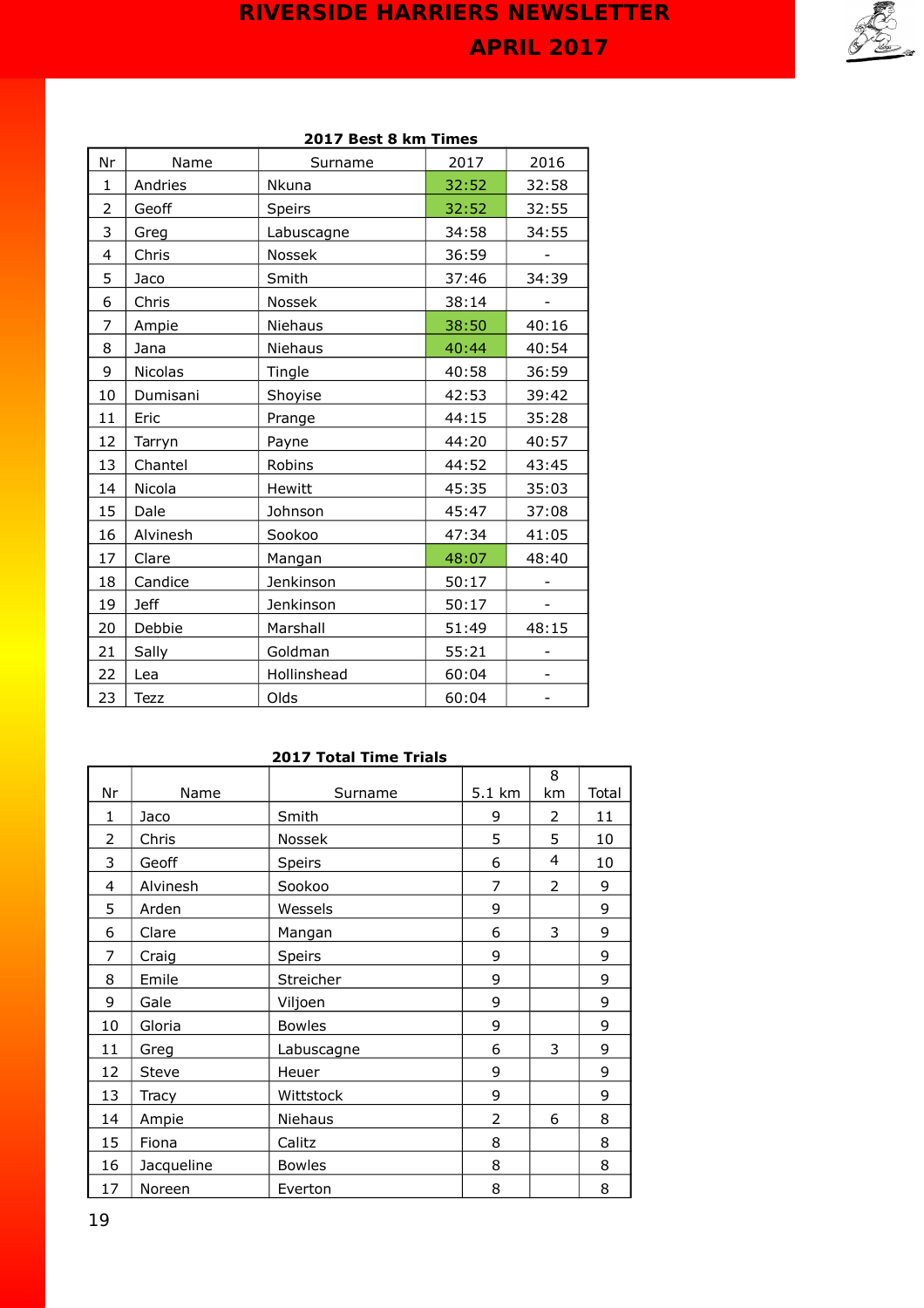### 2017 Best 8 km Times

| Nr | Name | Surname | 2017 | 2016 |
|---|---|---|---|---|
| 1 | Andries | Nkuna | 32:52 | 32:58 |
| 2 | Geoff | Speirs | 32:52 | 32:55 |
| 3 | Greg | Labuscagne | 34:58 | 34:55 |
| 4 | Chris | Nossek | 36:59 | - |
| 5 | Jaco | Smith | 37:46 | 34:39 |
| 6 | Chris | Nossek | 38:14 | - |
| 7 | Ampie | Niehaus | 38:50 | 40:16 |
| 8 | Jana | Niehaus | 40:44 | 40:54 |
| 9 | Nicolas | Tingle | 40:58 | 36:59 |
| 10 | Dumisani | Shoyise | 42:53 | 39:42 |
| 11 | Eric | Prange | 44:15 | 35:28 |
| 12 | Tarryn | Payne | 44:20 | 40:57 |
| 13 | Chantel | Robins | 44:52 | 43:45 |
| 14 | Nicola | Hewitt | 45:35 | 35:03 |
| 15 | Dale | Johnson | 45:47 | 37:08 |
| 16 | Alvinesh | Sookoo | 47:34 | 41:05 |
| 17 | Clare | Mangan | 48:07 | 48:40 |
| 18 | Candice | Jenkinson | 50:17 | - |
| 19 | Jeff | Jenkinson | 50:17 | - |
| 20 | Debbie | Marshall | 51:49 | 48:15 |
| 21 | Sally | Goldman | 55:21 | - |
| 22 | Lea | Hollinshead | 60:04 | - |
| 23 | Tezz | Olds | 60:04 | - |

### 2017 Total Time Trials

| Nr | Name | Surname | 5.1 km | 8 km | Total |
|---|---|---|---|---|---|
| 1 | Jaco | Smith | 9 | 2 | 11 |
| 2 | Chris | Nossek | 5 | 5 | 10 |
| 3 | Geoff | Speirs | 6 | 4 | 10 |
| 4 | Alvinesh | Sookoo | 7 | 2 | 9 |
| 5 | Arden | Wessels | 9 | | 9 |
| 6 | Clare | Mangan | 6 | 3 | 9 |
| 7 | Craig | Speirs | 9 | | 9 |
| 8 | Emile | Streicher | 9 | | 9 |
| 9 | Gale | Viljoen | 9 | | 9 |
| 10 | Gloria | Bowles | 9 | | 9 |
| 11 | Greg | Labuscagne | 6 | 3 | 9 |
| 12 | Steve | Heuer | 9 | | 9 |
| 13 | Tracy | Wittstock | 9 | | 9 |
| 14 | Ampie | Niehaus | 2 | 6 | 8 |
| 15 | Fiona | Calitz | 8 | | 8 |
| 16 | Jacqueline | Bowles | 8 | | 8 |
| 17 | Noreen | Everton | 8 | | 8 |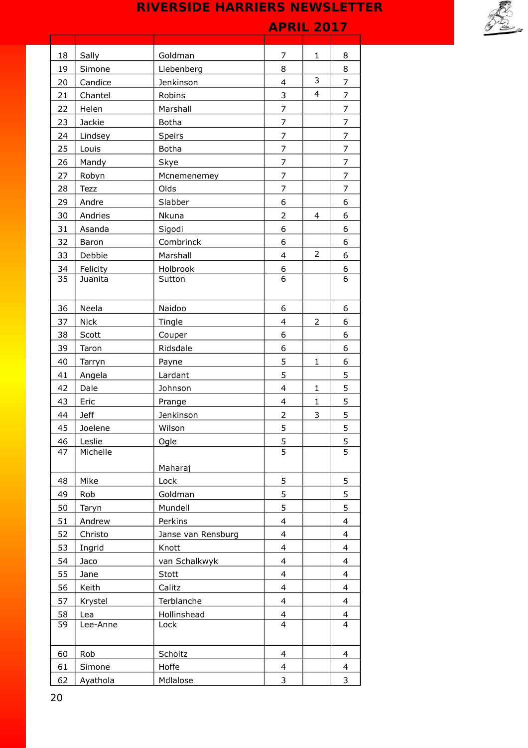| | | | | | |
|---|---|---|---|---|---|
| 18 | Sally | Goldman | 7 | 1 | 8 |
| 19 | Simone | Liebenberg | 8 | | 8 |
| 20 | Candice | Jenkinson | 4 | 3 | 7 |
| 21 | Chantel | Robins | 3 | 4 | 7 |
| 22 | Helen | Marshall | 7 | | 7 |
| 23 | Jackie | Botha | 7 | | 7 |
| 24 | Lindsey | Speirs | 7 | | 7 |
| 25 | Louis | Botha | 7 | | 7 |
| 26 | Mandy | Skye | 7 | | 7 |
| 27 | Robyn | Mcnemenemey | 7 | | 7 |
| 28 | Tezz | Olds | 7 | | 7 |
| 29 | Andre | Slabber | 6 | | 6 |
| 30 | Andries | Nkuna | 2 | 4 | 6 |
| 31 | Asanda | Sigodi | 6 | | 6 |
| 32 | Baron | Combrinck | 6 | | 6 |
| 33 | Debbie | Marshall | 4 | 2 | 6 |
| 34 | Felicity | Holbrook | 6 | | 6 |
| 35 | Juanita | Sutton | 6 | | 6 |
| 36 | Neela | Naidoo | 6 | | 6 |
| 37 | Nick | Tingle | 4 | 2 | 6 |
| 38 | Scott | Couper | 6 | | 6 |
| 39 | Taron | Ridsdale | 6 | | 6 |
| 40 | Tarryn | Payne | 5 | 1 | 6 |
| 41 | Angela | Lardant | 5 | | 5 |
| 42 | Dale | Johnson | 4 | 1 | 5 |
| 43 | Eric | Prange | 4 | 1 | 5 |
| 44 | Jeff | Jenkinson | 2 | 3 | 5 |
| 45 | Joelene | Wilson | 5 | | 5 |
| 46 | Leslie | Ogle | 5 | | 5 |
| 47 | Michelle | Maharaj | 5 | | 5 |
| 48 | Mike | Lock | 5 | | 5 |
| 49 | Rob | Goldman | 5 | | 5 |
| 50 | Taryn | Mundell | 5 | | 5 |
| 51 | Andrew | Perkins | 4 | | 4 |
| 52 | Christo | Janse van Rensburg | 4 | | 4 |
| 53 | Ingrid | Knott | 4 | | 4 |
| 54 | Jaco | van Schalkwyk | 4 | | 4 |
| 55 | Jane | Stott | 4 | | 4 |
| 56 | Keith | Calitz | 4 | | 4 |
| 57 | Krystel | Terblanche | 4 | | 4 |
| 58 | Lea | Hollinshead | 4 | | 4 |
| 59 | Lee-Anne | Lock | 4 | | 4 |
| 60 | Rob | Scholtz | 4 | | 4 |
| 61 | Simone | Hoffe | 4 | | 4 |
| 62 | Ayathola | Mdlalose | 3 | | 3 |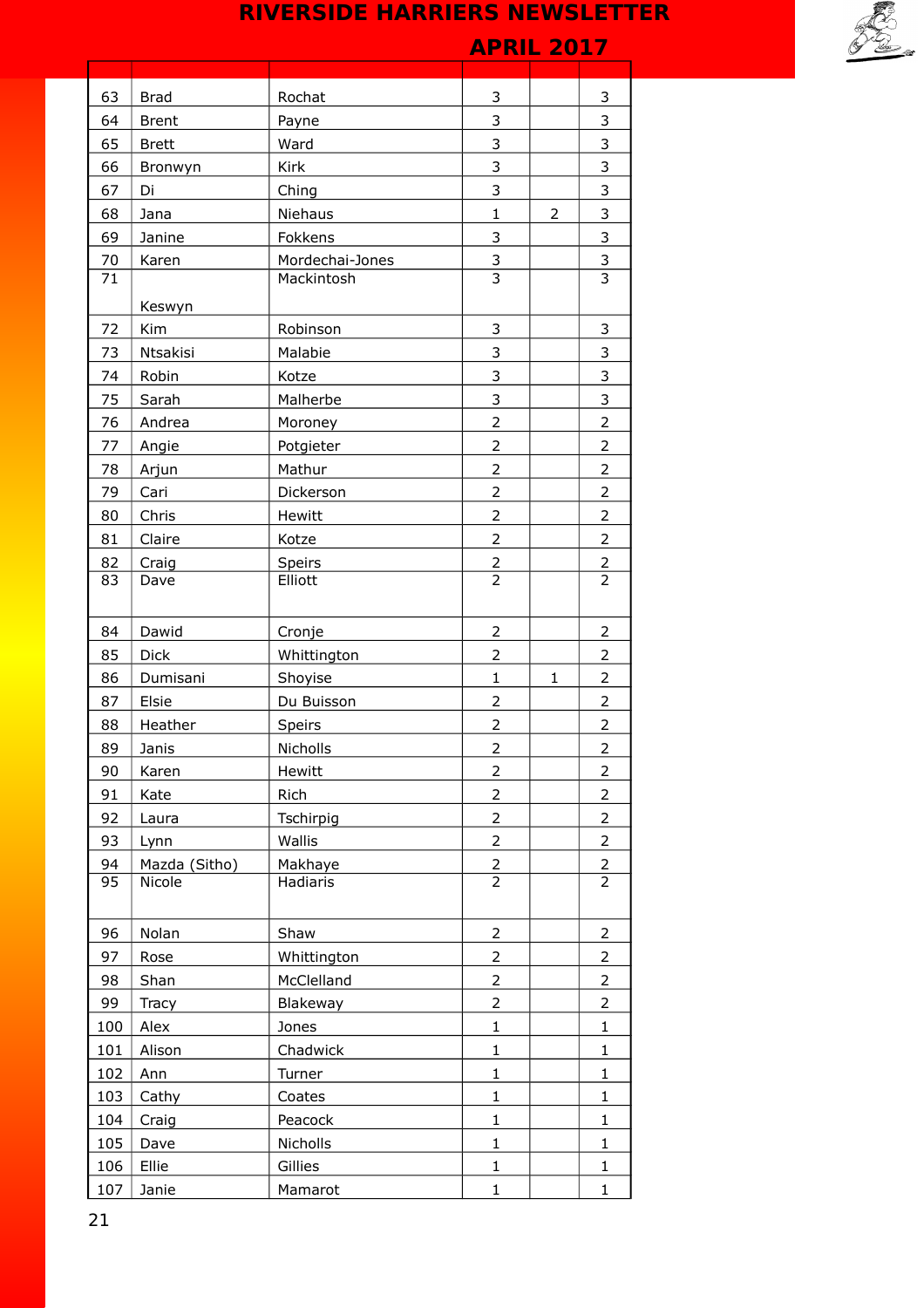| | | | | | |
|---|---|---|---|---|---|
| 63 | Brad | Rochat | 3 | | 3 |
| 64 | Brent | Payne | 3 | | 3 |
| 65 | Brett | Ward | 3 | | 3 |
| 66 | Bronwyn | Kirk | 3 | | 3 |
| 67 | Di | Ching | 3 | | 3 |
| 68 | Jana | Niehaus | 1 | 2 | 3 |
| 69 | Janine | Fokkens | 3 | | 3 |
| 70 | Karen | Mordechai-Jones | 3 | | 3 |
| 71 | Keswyn | Mackintosh | 3 | | 3 |
| 72 | Kim | Robinson | 3 | | 3 |
| 73 | Ntsakisi | Malabie | 3 | | 3 |
| 74 | Robin | Kotze | 3 | | 3 |
| 75 | Sarah | Malherbe | 3 | | 3 |
| 76 | Andrea | Moroney | 2 | | 2 |
| 77 | Angie | Potgieter | 2 | | 2 |
| 78 | Arjun | Mathur | 2 | | 2 |
| 79 | Cari | Dickerson | 2 | | 2 |
| 80 | Chris | Hewitt | 2 | | 2 |
| 81 | Claire | Kotze | 2 | | 2 |
| 82 | Craig | Speirs | 2 | | 2 |
| 83 | Dave | Elliott | 2 | | 2 |
| 84 | Dawid | Cronje | 2 | | 2 |
| 85 | Dick | Whittington | 2 | | 2 |
| 86 | Dumisani | Shoyise | 1 | 1 | 2 |
| 87 | Elsie | Du Buisson | 2 | | 2 |
| 88 | Heather | Speirs | 2 | | 2 |
| 89 | Janis | Nicholls | 2 | | 2 |
| 90 | Karen | Hewitt | 2 | | 2 |
| 91 | Kate | Rich | 2 | | 2 |
| 92 | Laura | Tschirpig | 2 | | 2 |
| 93 | Lynn | Wallis | 2 | | 2 |
| 94 | Mazda (Sitho) | Makhaye | 2 | | 2 |
| 95 | Nicole | Hadiaris | 2 | | 2 |
| 96 | Nolan | Shaw | 2 | | 2 |
| 97 | Rose | Whittington | 2 | | 2 |
| 98 | Shan | McClelland | 2 | | 2 |
| 99 | Tracy | Blakeway | 2 | | 2 |
| 100 | Alex | Jones | 1 | | 1 |
| 101 | Alison | Chadwick | 1 | | 1 |
| 102 | Ann | Turner | 1 | | 1 |
| 103 | Cathy | Coates | 1 | | 1 |
| 104 | Craig | Peacock | 1 | | 1 |
| 105 | Dave | Nicholls | 1 | | 1 |
| 106 | Ellie | Gillies | 1 | | 1 |
| 107 | Janie | Mamarot | 1 | | 1 |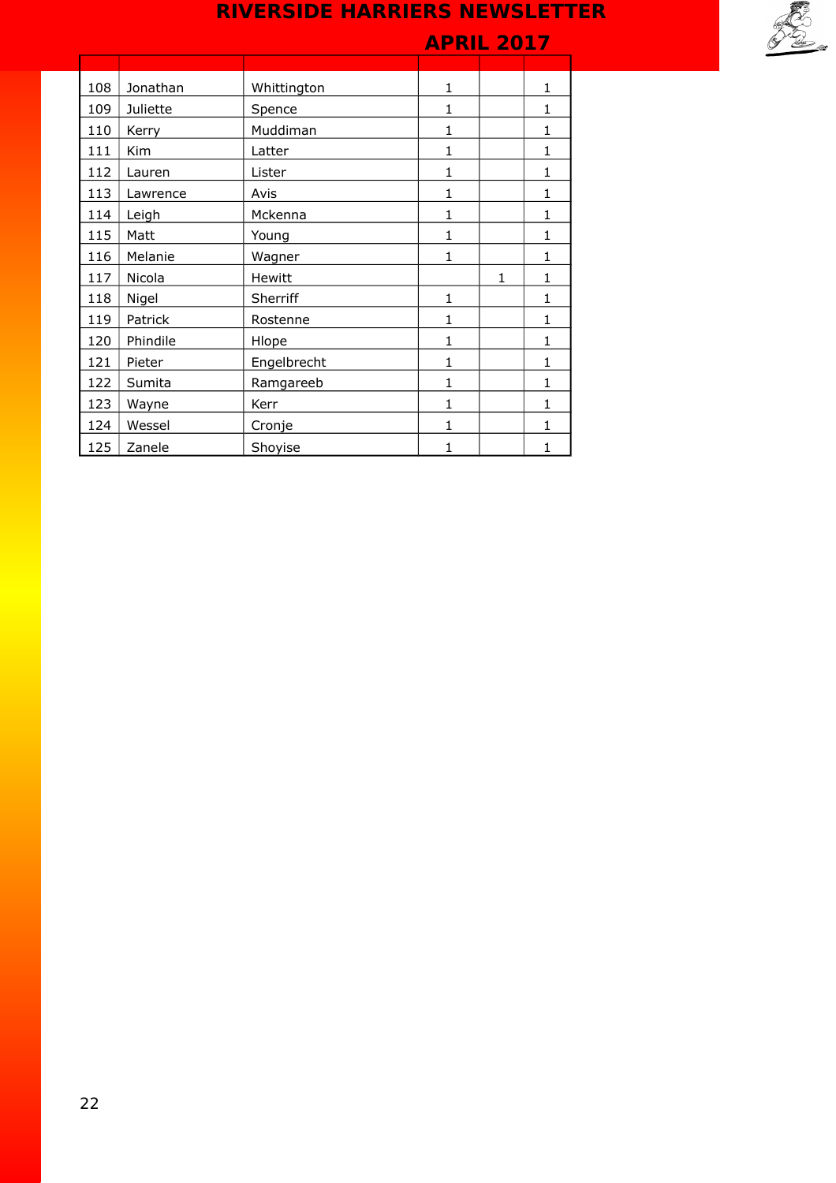| | | | | | |
|---|---|---|---|---|---|
| 108 | Jonathan | Whittington | 1 | | 1 |
| 109 | Juliette | Spence | 1 | | 1 |
| 110 | Kerry | Muddiman | 1 | | 1 |
| 111 | Kim | Latter | 1 | | 1 |
| 112 | Lauren | Lister | 1 | | 1 |
| 113 | Lawrence | Avis | 1 | | 1 |
| 114 | Leigh | Mckenna | 1 | | 1 |
| 115 | Matt | Young | 1 | | 1 |
| 116 | Melanie | Wagner | 1 | | 1 |
| 117 | Nicola | Hewitt | | 1 | 1 |
| 118 | Nigel | Sherriff | 1 | | 1 |
| 119 | Patrick | Rostenne | 1 | | 1 |
| 120 | Phindile | Hlope | 1 | | 1 |
| 121 | Pieter | Engelbrecht | 1 | | 1 |
| 122 | Sumita | Ramgareeb | 1 | | 1 |
| 123 | Wayne | Kerr | 1 | | 1 |
| 124 | Wessel | Cronje | 1 | | 1 |
| 125 | Zanele | Shoyise | 1 | | 1 |